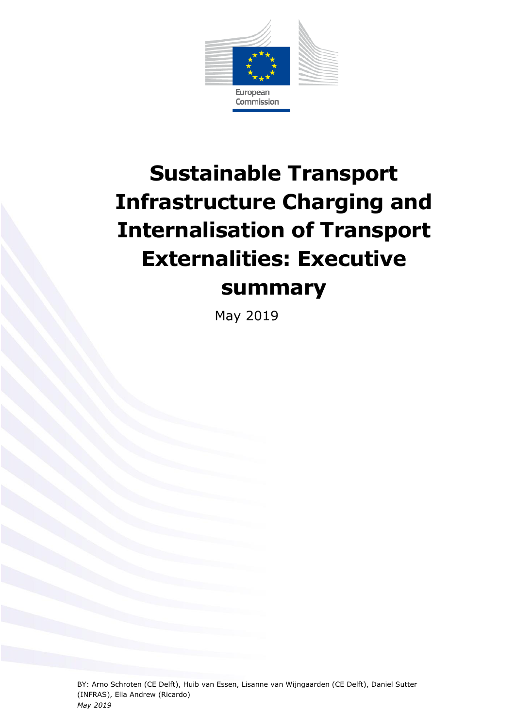European Commission

# Sustainable Transport Infrastructure Charging and Internalisation of Transport Externalities: Executive summary

May 2019

BY: Arno Schroten (CE Delft), Huib van Essen, Lisanne van Wijngaarden (CE Delft), Daniel Sutter (INFRAS), Ella Andrew (Ricardo)

*May 2019*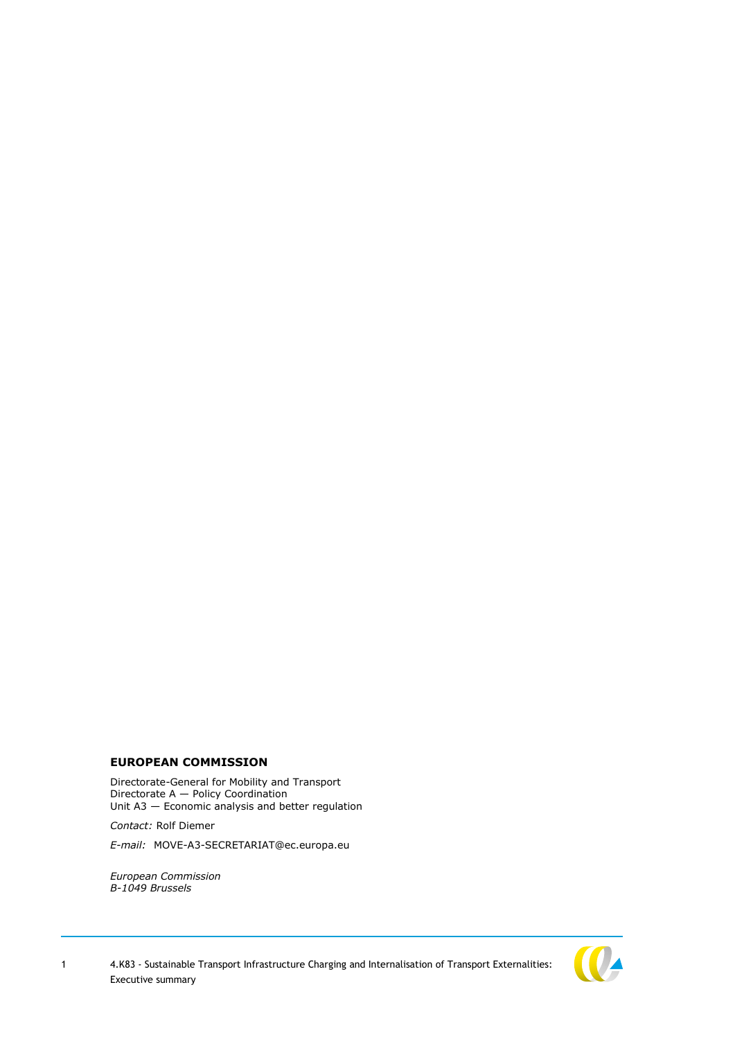**EUROPEAN COMMISSION**

Directorate-General for Mobility and Transport
Directorate A — Policy Coordination
Unit A3 — Economic analysis and better regulation

*Contact:* Rolf Diemer

*E-mail:* MOVE-A3-SECRETARIAT@ec.europa.eu

*European Commission*
*B-1049 Brussels*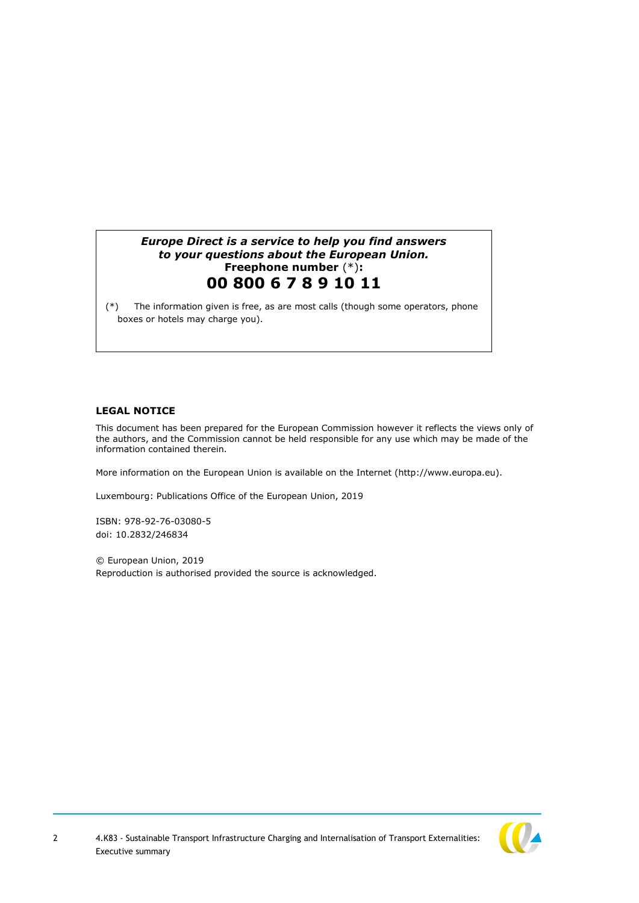***Europe Direct is a service to help you find answers to your questions about the European Union.***
**Freephone number (*):**
**00 800 6 7 8 9 10 11**

(*) The information given is free, as are most calls (though some operators, phone boxes or hotels may charge you).

**LEGAL NOTICE**

This document has been prepared for the European Commission however it reflects the views only of the authors, and the Commission cannot be held responsible for any use which may be made of the information contained therein.

More information on the European Union is available on the Internet (http://www.europa.eu).

Luxembourg: Publications Office of the European Union, 2019

ISBN: 978-92-76-03080-5
doi: 10.2832/246834

© European Union, 2019
Reproduction is authorised provided the source is acknowledged.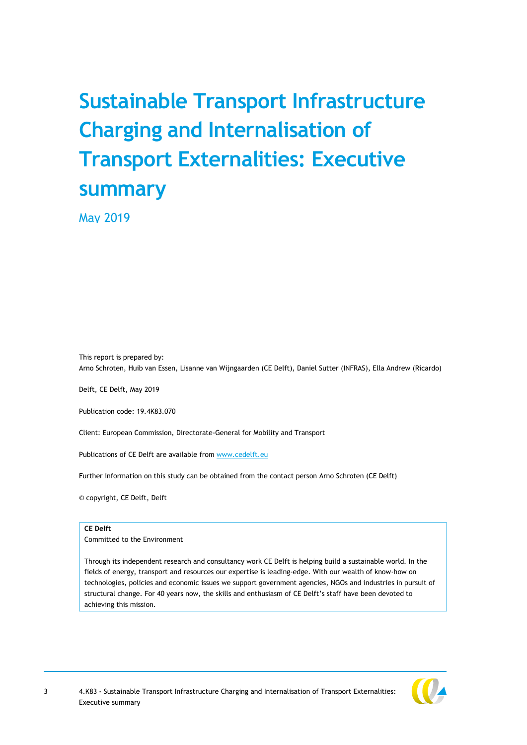# Sustainable Transport Infrastructure Charging and Internalisation of Transport Externalities: Executive summary

May 2019

This report is prepared by:
Arno Schroten, Huib van Essen, Lisanne van Wijngaarden (CE Delft), Daniel Sutter (INFRAS), Ella Andrew (Ricardo)

Delft, CE Delft, May 2019

Publication code: 19.4K83.070

Client: European Commission, Directorate-General for Mobility and Transport

Publications of CE Delft are available from [www.cedelft.eu](www.cedelft.eu)

Further information on this study can be obtained from the contact person Arno Schroten (CE Delft)

© copyright, CE Delft, Delft

**CE Delft**
Committed to the Environment

Through its independent research and consultancy work CE Delft is helping build a sustainable world. In the fields of energy, transport and resources our expertise is leading-edge. With our wealth of know-how on technologies, policies and economic issues we support government agencies, NGOs and industries in pursuit of structural change. For 40 years now, the skills and enthusiasm of CE Delft's staff have been devoted to achieving this mission.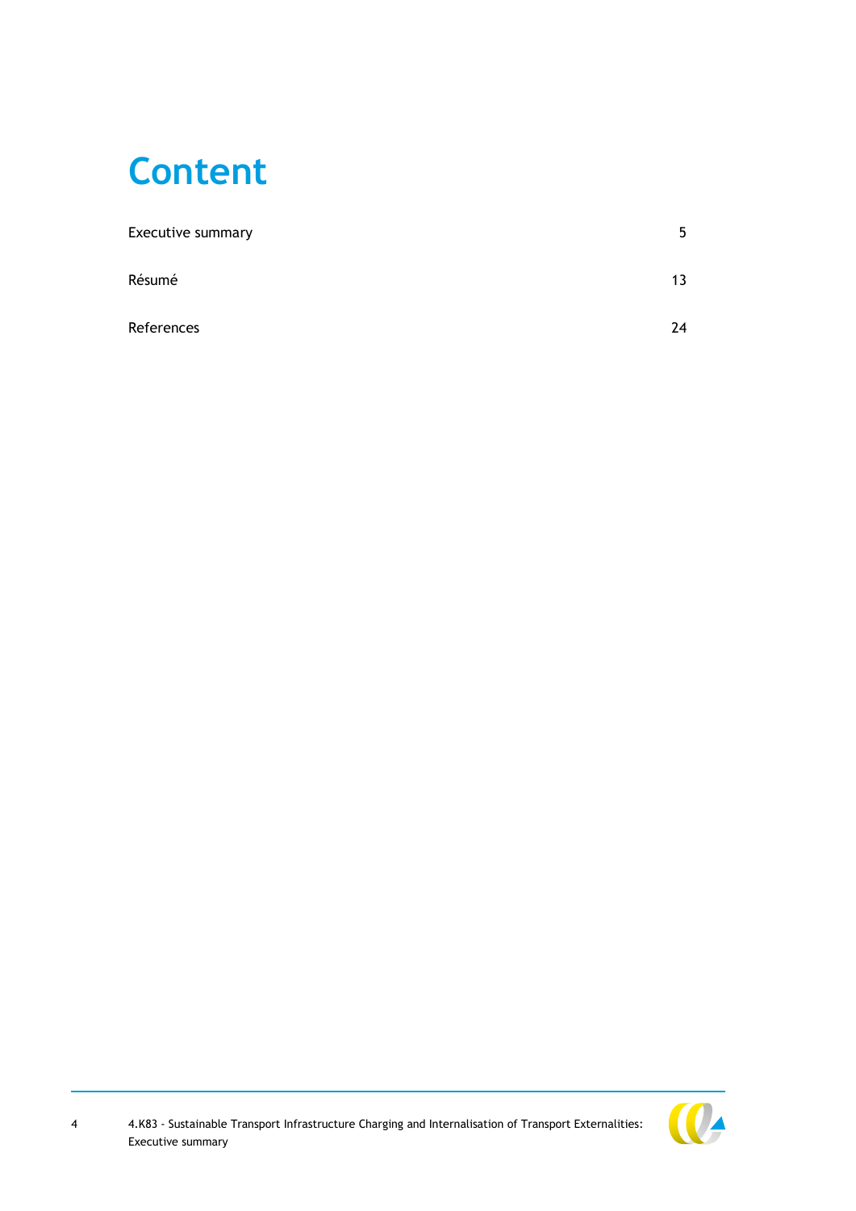# Content

| | |
|---|---|
| Executive summary | 5 |
| Résumé | 13 |
| References | 24 |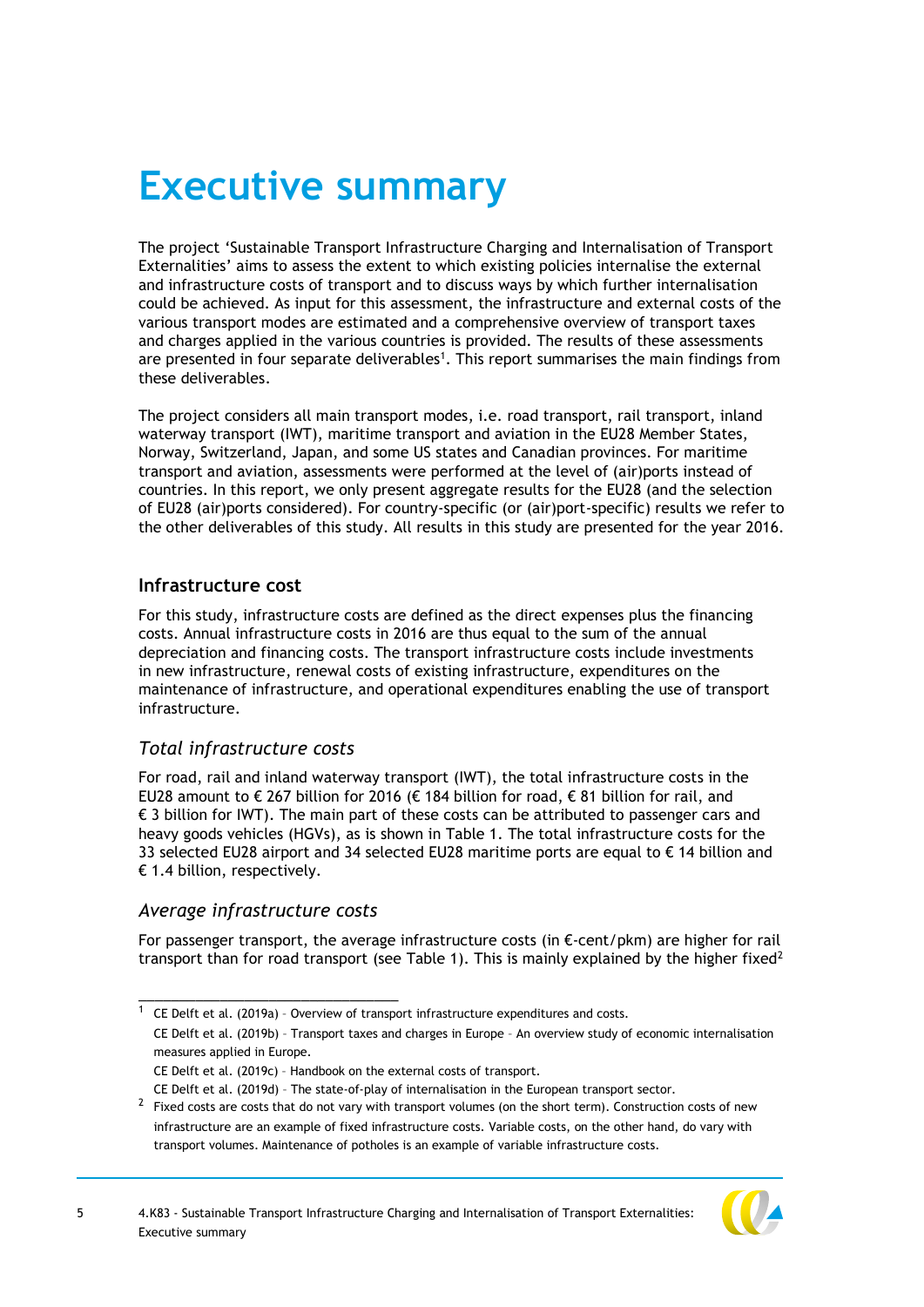# Executive summary

The project 'Sustainable Transport Infrastructure Charging and Internalisation of Transport Externalities' aims to assess the extent to which existing policies internalise the external and infrastructure costs of transport and to discuss ways by which further internalisation could be achieved. As input for this assessment, the infrastructure and external costs of the various transport modes are estimated and a comprehensive overview of transport taxes and charges applied in the various countries is provided. The results of these assessments are presented in four separate deliverables[1]. This report summarises the main findings from these deliverables.

The project considers all main transport modes, i.e. road transport, rail transport, inland waterway transport (IWT), maritime transport and aviation in the EU28 Member States, Norway, Switzerland, Japan, and some US states and Canadian provinces. For maritime transport and aviation, assessments were performed at the level of (air)ports instead of countries. In this report, we only present aggregate results for the EU28 (and the selection of EU28 (air)ports considered). For country-specific (or (air)port-specific) results we refer to the other deliverables of this study. All results in this study are presented for the year 2016.

## Infrastructure cost

For this study, infrastructure costs are defined as the direct expenses plus the financing costs. Annual infrastructure costs in 2016 are thus equal to the sum of the annual depreciation and financing costs. The transport infrastructure costs include investments in new infrastructure, renewal costs of existing infrastructure, expenditures on the maintenance of infrastructure, and operational expenditures enabling the use of transport infrastructure.

### *Total infrastructure costs*

For road, rail and inland waterway transport (IWT), the total infrastructure costs in the EU28 amount to € 267 billion for 2016 (€ 184 billion for road, € 81 billion for rail, and € 3 billion for IWT). The main part of these costs can be attributed to passenger cars and heavy goods vehicles (HGVs), as is shown in Table 1. The total infrastructure costs for the 33 selected EU28 airport and 34 selected EU28 maritime ports are equal to € 14 billion and € 1.4 billion, respectively.

### *Average infrastructure costs*

For passenger transport, the average infrastructure costs (in €-cent/pkm) are higher for rail transport than for road transport (see Table 1). This is mainly explained by the higher fixed[2]

---

[1] CE Delft et al. (2019a) – Overview of transport infrastructure expenditures and costs.
CE Delft et al. (2019b) – Transport taxes and charges in Europe – An overview study of economic internalisation measures applied in Europe.
CE Delft et al. (2019c) – Handbook on the external costs of transport.
CE Delft et al. (2019d) – The state-of-play of internalisation in the European transport sector.

[2] Fixed costs are costs that do not vary with transport volumes (on the short term). Construction costs of new infrastructure are an example of fixed infrastructure costs. Variable costs, on the other hand, do vary with transport volumes. Maintenance of potholes is an example of variable infrastructure costs.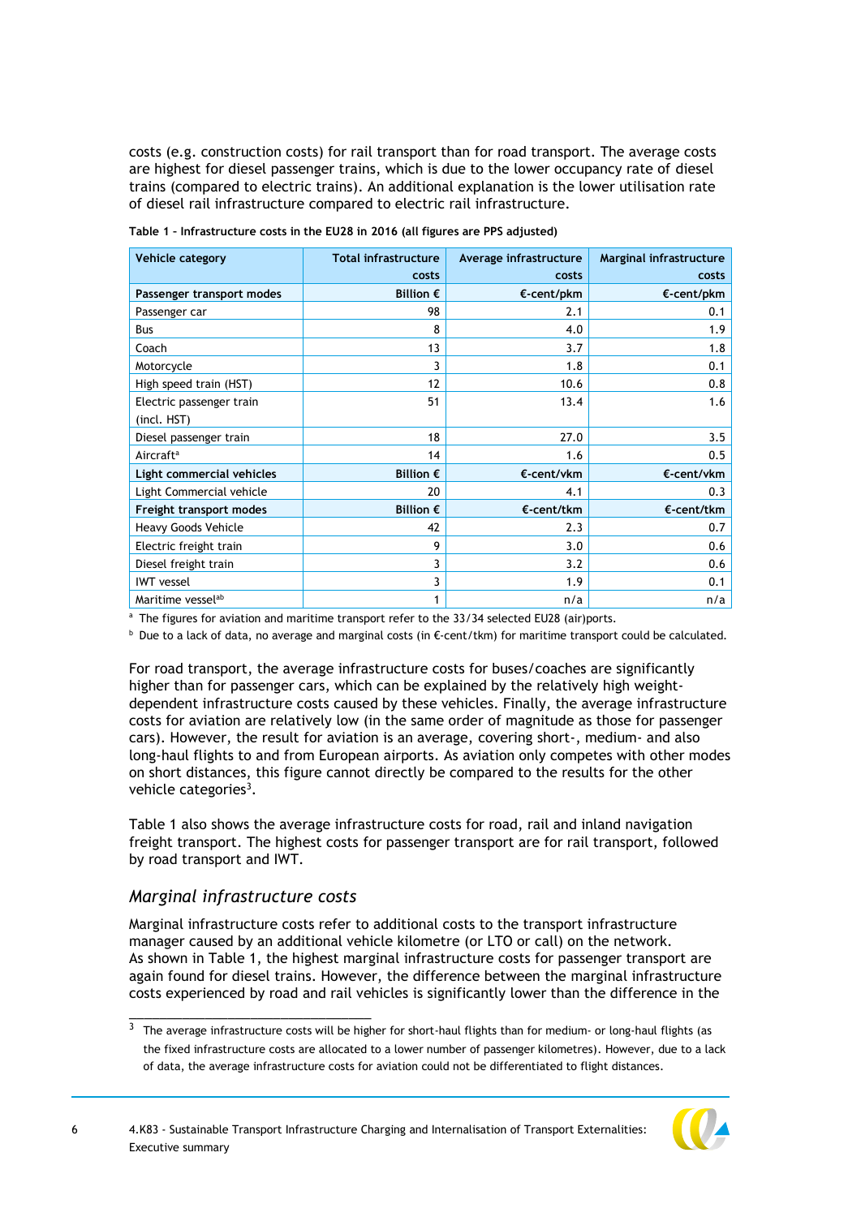costs (e.g. construction costs) for rail transport than for road transport. The average costs are highest for diesel passenger trains, which is due to the lower occupancy rate of diesel trains (compared to electric trains). An additional explanation is the lower utilisation rate of diesel rail infrastructure compared to electric rail infrastructure.

**Table 1 – Infrastructure costs in the EU28 in 2016 (all figures are PPS adjusted)**

| Vehicle category | Total infrastructure costs | Average infrastructure costs | Marginal infrastructure costs |
|---|---:|---:|---:|
| **Passenger transport modes** | **Billion €** | **€-cent/pkm** | **€-cent/pkm** |
| Passenger car | 98 | 2.1 | 0.1 |
| Bus | 8 | 4.0 | 1.9 |
| Coach | 13 | 3.7 | 1.8 |
| Motorcycle | 3 | 1.8 | 0.1 |
| High speed train (HST) | 12 | 10.6 | 0.8 |
| Electric passenger train (incl. HST) | 51 | 13.4 | 1.6 |
| Diesel passenger train | 18 | 27.0 | 3.5 |
| Aircraft[a] | 14 | 1.6 | 0.5 |
| **Light commercial vehicles** | **Billion €** | **€-cent/vkm** | **€-cent/vkm** |
| Light Commercial vehicle | 20 | 4.1 | 0.3 |
| **Freight transport modes** | **Billion €** | **€-cent/tkm** | **€-cent/tkm** |
| Heavy Goods Vehicle | 42 | 2.3 | 0.7 |
| Electric freight train | 9 | 3.0 | 0.6 |
| Diesel freight train | 3 | 3.2 | 0.6 |
| IWT vessel | 3 | 1.9 | 0.1 |
| Maritime vessel[ab] | 1 | n/a | n/a |

[a] The figures for aviation and maritime transport refer to the 33/34 selected EU28 (air)ports.

[b] Due to a lack of data, no average and marginal costs (in €-cent/tkm) for maritime transport could be calculated.

For road transport, the average infrastructure costs for buses/coaches are significantly higher than for passenger cars, which can be explained by the relatively high weight-dependent infrastructure costs caused by these vehicles. Finally, the average infrastructure costs for aviation are relatively low (in the same order of magnitude as those for passenger cars). However, the result for aviation is an average, covering short-, medium- and also long-haul flights to and from European airports. As aviation only competes with other modes on short distances, this figure cannot directly be compared to the results for the other vehicle categories[3].

Table 1 also shows the average infrastructure costs for road, rail and inland navigation freight transport. The highest costs for passenger transport are for rail transport, followed by road transport and IWT.

### *Marginal infrastructure costs*

Marginal infrastructure costs refer to additional costs to the transport infrastructure manager caused by an additional vehicle kilometre (or LTO or call) on the network. As shown in Table 1, the highest marginal infrastructure costs for passenger transport are again found for diesel trains. However, the difference between the marginal infrastructure costs experienced by road and rail vehicles is significantly lower than the difference in the

[3] The average infrastructure costs will be higher for short-haul flights than for medium- or long-haul flights (as the fixed infrastructure costs are allocated to a lower number of passenger kilometres). However, due to a lack of data, the average infrastructure costs for aviation could not be differentiated to flight distances.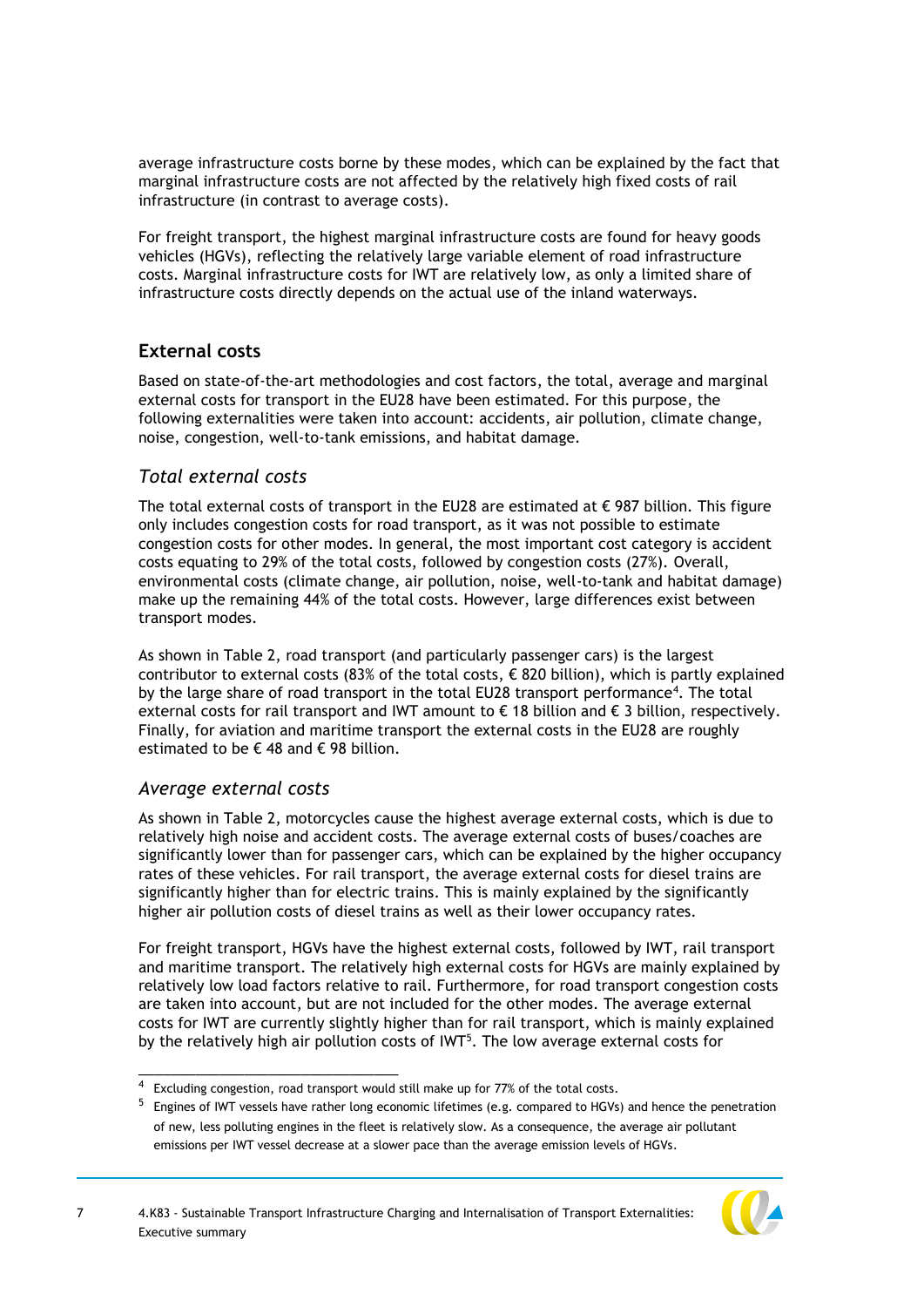average infrastructure costs borne by these modes, which can be explained by the fact that marginal infrastructure costs are not affected by the relatively high fixed costs of rail infrastructure (in contrast to average costs).

For freight transport, the highest marginal infrastructure costs are found for heavy goods vehicles (HGVs), reflecting the relatively large variable element of road infrastructure costs. Marginal infrastructure costs for IWT are relatively low, as only a limited share of infrastructure costs directly depends on the actual use of the inland waterways.

## External costs

Based on state-of-the-art methodologies and cost factors, the total, average and marginal external costs for transport in the EU28 have been estimated. For this purpose, the following externalities were taken into account: accidents, air pollution, climate change, noise, congestion, well-to-tank emissions, and habitat damage.

### *Total external costs*

The total external costs of transport in the EU28 are estimated at € 987 billion. This figure only includes congestion costs for road transport, as it was not possible to estimate congestion costs for other modes. In general, the most important cost category is accident costs equating to 29% of the total costs, followed by congestion costs (27%). Overall, environmental costs (climate change, air pollution, noise, well-to-tank and habitat damage) make up the remaining 44% of the total costs. However, large differences exist between transport modes.

As shown in Table 2, road transport (and particularly passenger cars) is the largest contributor to external costs (83% of the total costs, € 820 billion), which is partly explained by the large share of road transport in the total EU28 transport performance[4]. The total external costs for rail transport and IWT amount to € 18 billion and € 3 billion, respectively. Finally, for aviation and maritime transport the external costs in the EU28 are roughly estimated to be € 48 and € 98 billion.

### *Average external costs*

As shown in Table 2, motorcycles cause the highest average external costs, which is due to relatively high noise and accident costs. The average external costs of buses/coaches are significantly lower than for passenger cars, which can be explained by the higher occupancy rates of these vehicles. For rail transport, the average external costs for diesel trains are significantly higher than for electric trains. This is mainly explained by the significantly higher air pollution costs of diesel trains as well as their lower occupancy rates.

For freight transport, HGVs have the highest external costs, followed by IWT, rail transport and maritime transport. The relatively high external costs for HGVs are mainly explained by relatively low load factors relative to rail. Furthermore, for road transport congestion costs are taken into account, but are not included for the other modes. The average external costs for IWT are currently slightly higher than for rail transport, which is mainly explained by the relatively high air pollution costs of IWT[5]. The low average external costs for

---

[4] Excluding congestion, road transport would still make up for 77% of the total costs.

[5] Engines of IWT vessels have rather long economic lifetimes (e.g. compared to HGVs) and hence the penetration of new, less polluting engines in the fleet is relatively slow. As a consequence, the average air pollutant emissions per IWT vessel decrease at a slower pace than the average emission levels of HGVs.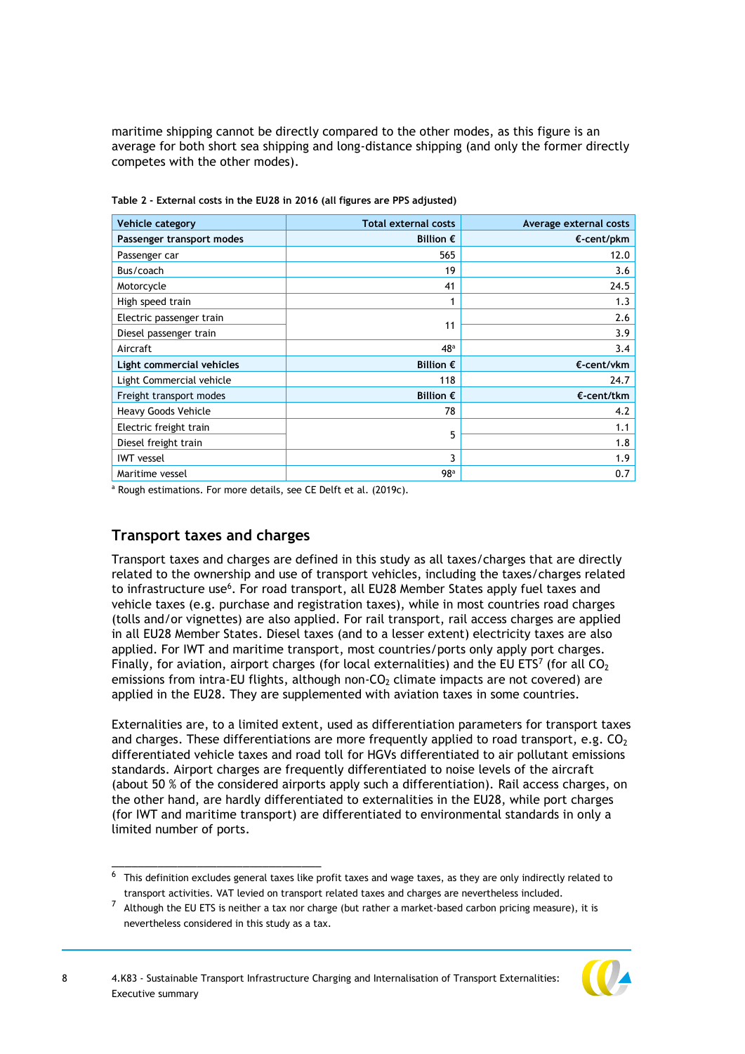maritime shipping cannot be directly compared to the other modes, as this figure is an average for both short sea shipping and long-distance shipping (and only the former directly competes with the other modes).

**Table 2 - External costs in the EU28 in 2016 (all figures are PPS adjusted)**

| Vehicle category | Total external costs | Average external costs |
|---|---:|---:|
| **Passenger transport modes** | **Billion €** | **€-cent/pkm** |
| Passenger car | 565 | 12.0 |
| Bus/coach | 19 | 3.6 |
| Motorcycle | 41 | 24.5 |
| High speed train | 1 | 1.3 |
| Electric passenger train | 11 | 2.6 |
| Diesel passenger train | | 3.9 |
| Aircraft | 48[a] | 3.4 |
| **Light commercial vehicles** | **Billion €** | **€-cent/vkm** |
| Light Commercial vehicle | 118 | 24.7 |
| Freight transport modes | **Billion €** | **€-cent/tkm** |
| Heavy Goods Vehicle | 78 | 4.2 |
| Electric freight train | 5 | 1.1 |
| Diesel freight train | | 1.8 |
| IWT vessel | 3 | 1.9 |
| Maritime vessel | 98[a] | 0.7 |

[a] Rough estimations. For more details, see CE Delft et al. (2019c).

## Transport taxes and charges

Transport taxes and charges are defined in this study as all taxes/charges that are directly related to the ownership and use of transport vehicles, including the taxes/charges related to infrastructure use[6]. For road transport, all EU28 Member States apply fuel taxes and vehicle taxes (e.g. purchase and registration taxes), while in most countries road charges (tolls and/or vignettes) are also applied. For rail transport, rail access charges are applied in all EU28 Member States. Diesel taxes (and to a lesser extent) electricity taxes are also applied. For IWT and maritime transport, most countries/ports only apply port charges. Finally, for aviation, airport charges (for local externalities) and the EU ETS[7] (for all $CO_2$ emissions from intra-EU flights, although non-$CO_2$ climate impacts are not covered) are applied in the EU28. They are supplemented with aviation taxes in some countries.

Externalities are, to a limited extent, used as differentiation parameters for transport taxes and charges. These differentiations are more frequently applied to road transport, e.g. $CO_2$ differentiated vehicle taxes and road toll for HGVs differentiated to air pollutant emissions standards. Airport charges are frequently differentiated to noise levels of the aircraft (about 50 % of the considered airports apply such a differentiation). Rail access charges, on the other hand, are hardly differentiated to externalities in the EU28, while port charges (for IWT and maritime transport) are differentiated to environmental standards in only a limited number of ports.

[6] This definition excludes general taxes like profit taxes and wage taxes, as they are only indirectly related to transport activities. VAT levied on transport related taxes and charges are nevertheless included.

[7] Although the EU ETS is neither a tax nor charge (but rather a market-based carbon pricing measure), it is nevertheless considered in this study as a tax.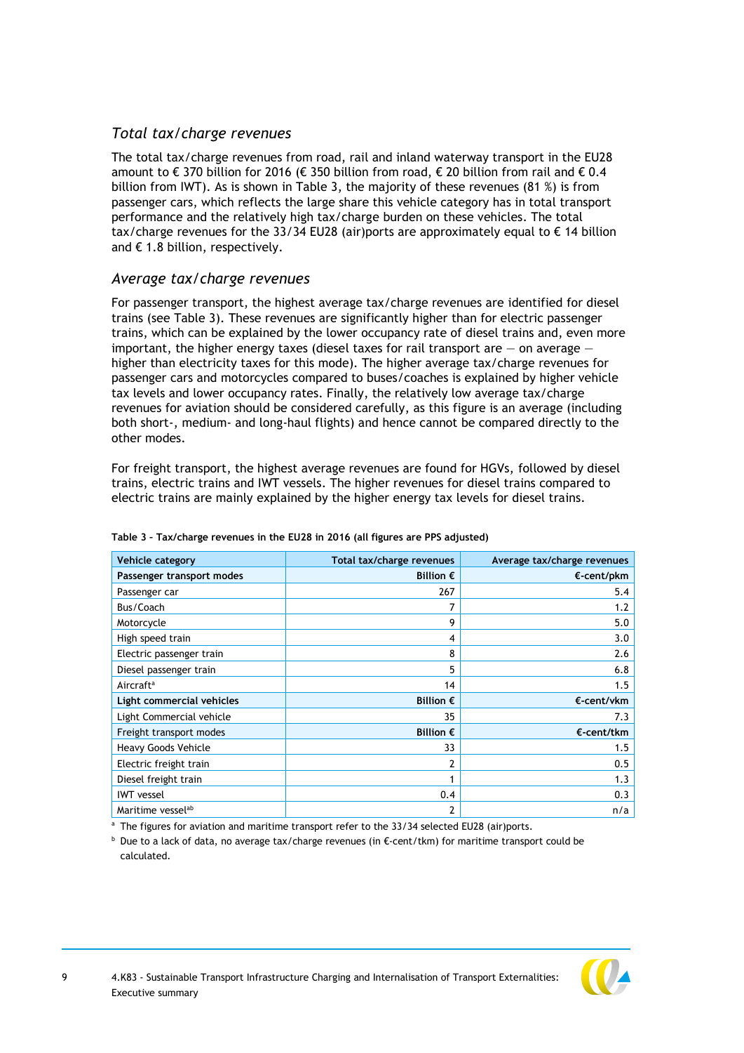### *Total tax/charge revenues*

The total tax/charge revenues from road, rail and inland waterway transport in the EU28 amount to € 370 billion for 2016 (€ 350 billion from road, € 20 billion from rail and € 0.4 billion from IWT). As is shown in Table 3, the majority of these revenues (81 %) is from passenger cars, which reflects the large share this vehicle category has in total transport performance and the relatively high tax/charge burden on these vehicles. The total tax/charge revenues for the 33/34 EU28 (air)ports are approximately equal to € 14 billion and € 1.8 billion, respectively.

### *Average tax/charge revenues*

For passenger transport, the highest average tax/charge revenues are identified for diesel trains (see Table 3). These revenues are significantly higher than for electric passenger trains, which can be explained by the lower occupancy rate of diesel trains and, even more important, the higher energy taxes (diesel taxes for rail transport are — on average — higher than electricity taxes for this mode). The higher average tax/charge revenues for passenger cars and motorcycles compared to buses/coaches is explained by higher vehicle tax levels and lower occupancy rates. Finally, the relatively low average tax/charge revenues for aviation should be considered carefully, as this figure is an average (including both short-, medium- and long-haul flights) and hence cannot be compared directly to the other modes.

For freight transport, the highest average revenues are found for HGVs, followed by diesel trains, electric trains and IWT vessels. The higher revenues for diesel trains compared to electric trains are mainly explained by the higher energy tax levels for diesel trains.

**Table 3 – Tax/charge revenues in the EU28 in 2016 (all figures are PPS adjusted)**

| Vehicle category | Total tax/charge revenues | Average tax/charge revenues |
|---|---:|---:|
| **Passenger transport modes** | **Billion €** | **€-cent/pkm** |
| Passenger car | 267 | 5.4 |
| Bus/Coach | 7 | 1.2 |
| Motorcycle | 9 | 5.0 |
| High speed train | 4 | 3.0 |
| Electric passenger train | 8 | 2.6 |
| Diesel passenger train | 5 | 6.8 |
| Aircraft[a] | 14 | 1.5 |
| **Light commercial vehicles** | **Billion €** | **€-cent/vkm** |
| Light Commercial vehicle | 35 | 7.3 |
| Freight transport modes | **Billion €** | **€-cent/tkm** |
| Heavy Goods Vehicle | 33 | 1.5 |
| Electric freight train | 2 | 0.5 |
| Diesel freight train | 1 | 1.3 |
| IWT vessel | 0.4 | 0.3 |
| Maritime vessel[ab] | 2 | n/a |

[a] The figures for aviation and maritime transport refer to the 33/34 selected EU28 (air)ports.

[b] Due to a lack of data, no average tax/charge revenues (in €-cent/tkm) for maritime transport could be calculated.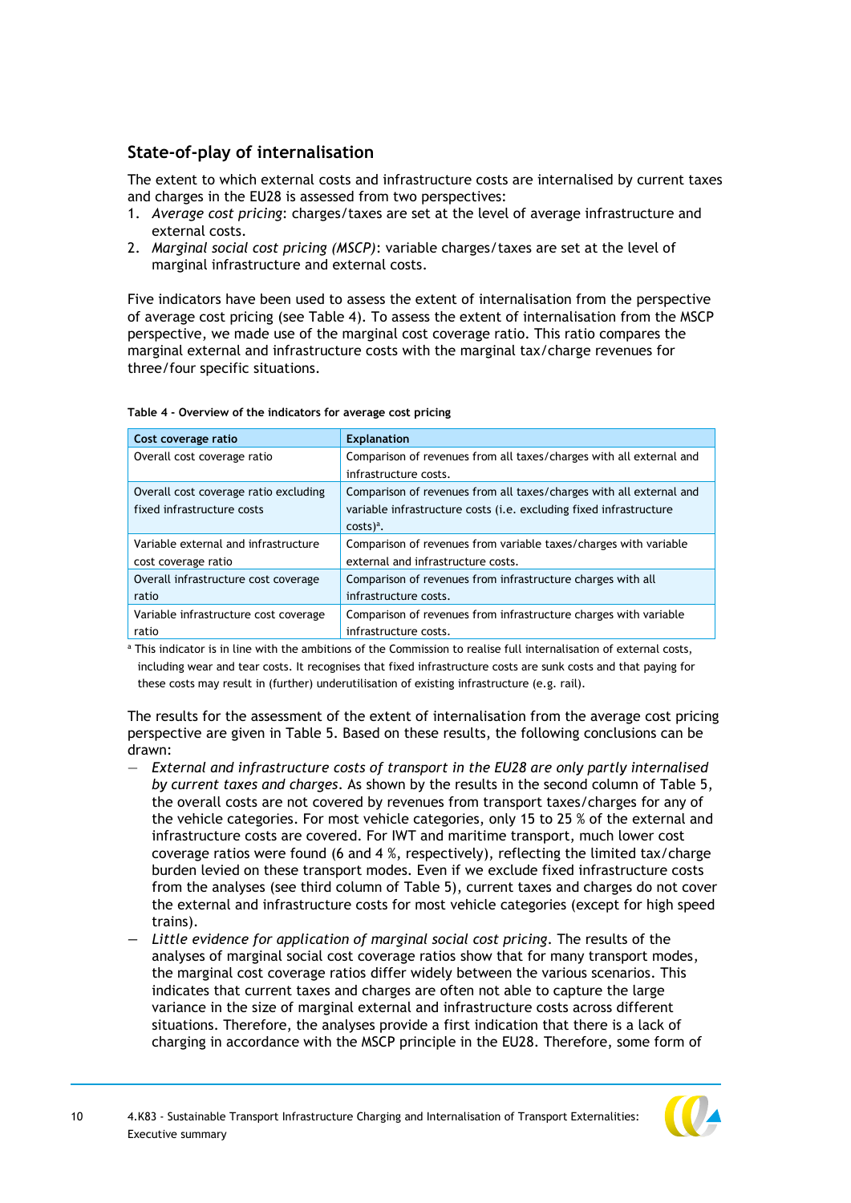## State-of-play of internalisation

The extent to which external costs and infrastructure costs are internalised by current taxes and charges in the EU28 is assessed from two perspectives:

1. *Average cost pricing*: charges/taxes are set at the level of average infrastructure and external costs.
2. *Marginal social cost pricing (MSCP)*: variable charges/taxes are set at the level of marginal infrastructure and external costs.

Five indicators have been used to assess the extent of internalisation from the perspective of average cost pricing (see Table 4). To assess the extent of internalisation from the MSCP perspective, we made use of the marginal cost coverage ratio. This ratio compares the marginal external and infrastructure costs with the marginal tax/charge revenues for three/four specific situations.

**Table 4 - Overview of the indicators for average cost pricing**

| Cost coverage ratio | Explanation |
|---|---|
| Overall cost coverage ratio | Comparison of revenues from all taxes/charges with all external and infrastructure costs. |
| Overall cost coverage ratio excluding fixed infrastructure costs | Comparison of revenues from all taxes/charges with all external and variable infrastructure costs (i.e. excluding fixed infrastructure costs)[a]. |
| Variable external and infrastructure cost coverage ratio | Comparison of revenues from variable taxes/charges with variable external and infrastructure costs. |
| Overall infrastructure cost coverage ratio | Comparison of revenues from infrastructure charges with all infrastructure costs. |
| Variable infrastructure cost coverage ratio | Comparison of revenues from infrastructure charges with variable infrastructure costs. |

[a] This indicator is in line with the ambitions of the Commission to realise full internalisation of external costs, including wear and tear costs. It recognises that fixed infrastructure costs are sunk costs and that paying for these costs may result in (further) underutilisation of existing infrastructure (e.g. rail).

The results for the assessment of the extent of internalisation from the average cost pricing perspective are given in Table 5. Based on these results, the following conclusions can be drawn:

- *External and infrastructure costs of transport in the EU28 are only partly internalised by current taxes and charges*. As shown by the results in the second column of Table 5, the overall costs are not covered by revenues from transport taxes/charges for any of the vehicle categories. For most vehicle categories, only 15 to 25 % of the external and infrastructure costs are covered. For IWT and maritime transport, much lower cost coverage ratios were found (6 and 4 %, respectively), reflecting the limited tax/charge burden levied on these transport modes. Even if we exclude fixed infrastructure costs from the analyses (see third column of Table 5), current taxes and charges do not cover the external and infrastructure costs for most vehicle categories (except for high speed trains).
- *Little evidence for application of marginal social cost pricing*. The results of the analyses of marginal social cost coverage ratios show that for many transport modes, the marginal cost coverage ratios differ widely between the various scenarios. This indicates that current taxes and charges are often not able to capture the large variance in the size of marginal external and infrastructure costs across different situations. Therefore, the analyses provide a first indication that there is a lack of charging in accordance with the MSCP principle in the EU28. Therefore, some form of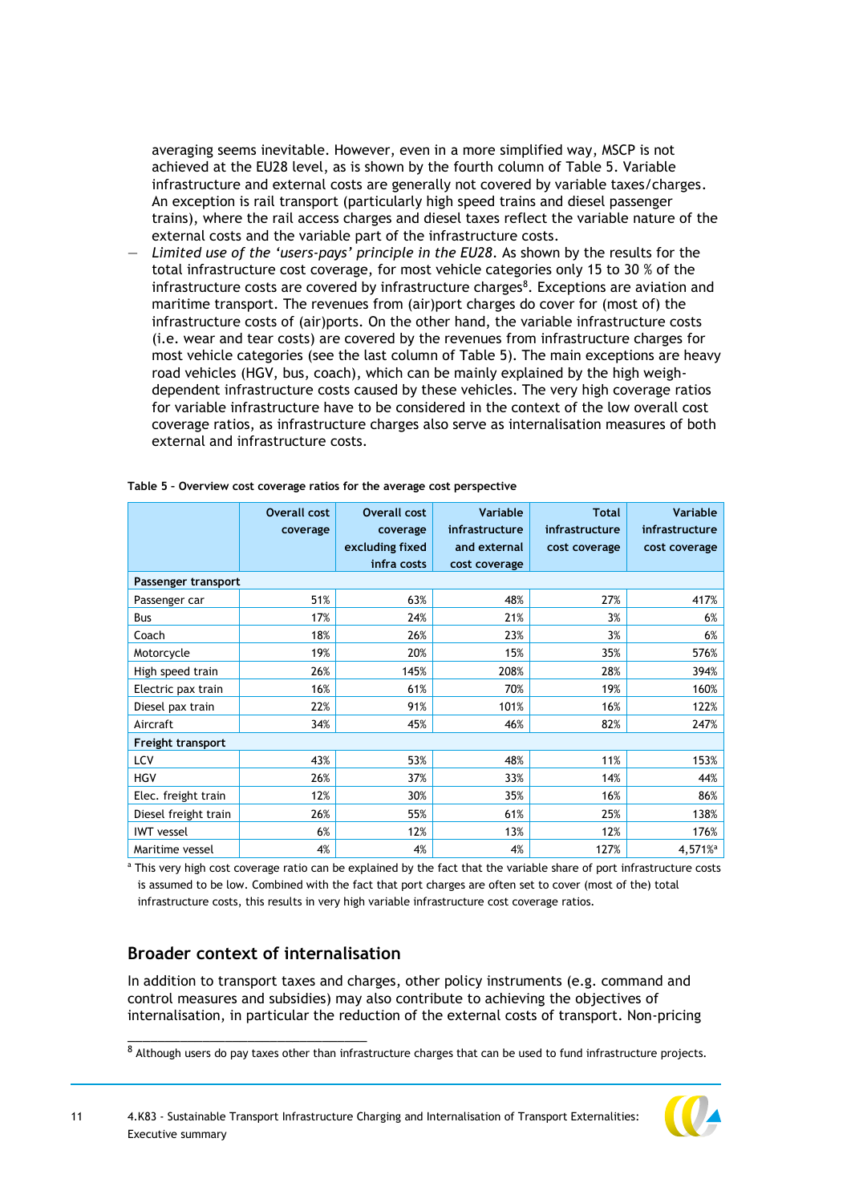averaging seems inevitable. However, even in a more simplified way, MSCP is not achieved at the EU28 level, as is shown by the fourth column of Table 5. Variable infrastructure and external costs are generally not covered by variable taxes/charges. An exception is rail transport (particularly high speed trains and diesel passenger trains), where the rail access charges and diesel taxes reflect the variable nature of the external costs and the variable part of the infrastructure costs.

— *Limited use of the 'users-pays' principle in the EU28*. As shown by the results for the total infrastructure cost coverage, for most vehicle categories only 15 to 30 % of the infrastructure costs are covered by infrastructure charges[8]. Exceptions are aviation and maritime transport. The revenues from (air)port charges do cover for (most of) the infrastructure costs of (air)ports. On the other hand, the variable infrastructure costs (i.e. wear and tear costs) are covered by the revenues from infrastructure charges for most vehicle categories (see the last column of Table 5). The main exceptions are heavy road vehicles (HGV, bus, coach), which can be mainly explained by the high weigh-dependent infrastructure costs caused by these vehicles. The very high coverage ratios for variable infrastructure have to be considered in the context of the low overall cost coverage ratios, as infrastructure charges also serve as internalisation measures of both external and infrastructure costs.

**Table 5 – Overview cost coverage ratios for the average cost perspective**

| | Overall cost coverage | Overall cost coverage excluding fixed infra costs | Variable infrastructure and external cost coverage | Total infrastructure cost coverage | Variable infrastructure cost coverage |
|---|---|---|---|---|---|
| **Passenger transport** | | | | | |
| Passenger car | 51% | 63% | 48% | 27% | 417% |
| Bus | 17% | 24% | 21% | 3% | 6% |
| Coach | 18% | 26% | 23% | 3% | 6% |
| Motorcycle | 19% | 20% | 15% | 35% | 576% |
| High speed train | 26% | 145% | 208% | 28% | 394% |
| Electric pax train | 16% | 61% | 70% | 19% | 160% |
| Diesel pax train | 22% | 91% | 101% | 16% | 122% |
| Aircraft | 34% | 45% | 46% | 82% | 247% |
| **Freight transport** | | | | | |
| LCV | 43% | 53% | 48% | 11% | 153% |
| HGV | 26% | 37% | 33% | 14% | 44% |
| Elec. freight train | 12% | 30% | 35% | 16% | 86% |
| Diesel freight train | 26% | 55% | 61% | 25% | 138% |
| IWT vessel | 6% | 12% | 13% | 12% | 176% |
| Maritime vessel | 4% | 4% | 4% | 127% | 4,571%[a] |

[a] This very high cost coverage ratio can be explained by the fact that the variable share of port infrastructure costs is assumed to be low. Combined with the fact that port charges are often set to cover (most of the) total infrastructure costs, this results in very high variable infrastructure cost coverage ratios.

## Broader context of internalisation

In addition to transport taxes and charges, other policy instruments (e.g. command and control measures and subsidies) may also contribute to achieving the objectives of internalisation, in particular the reduction of the external costs of transport. Non-pricing

[8] Although users do pay taxes other than infrastructure charges that can be used to fund infrastructure projects.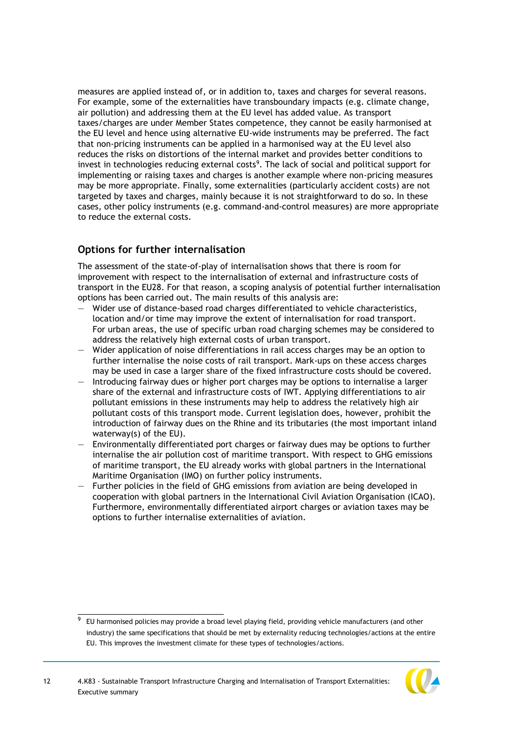measures are applied instead of, or in addition to, taxes and charges for several reasons. For example, some of the externalities have transboundary impacts (e.g. climate change, air pollution) and addressing them at the EU level has added value. As transport taxes/charges are under Member States competence, they cannot be easily harmonised at the EU level and hence using alternative EU-wide instruments may be preferred. The fact that non-pricing instruments can be applied in a harmonised way at the EU level also reduces the risks on distortions of the internal market and provides better conditions to invest in technologies reducing external costs[9]. The lack of social and political support for implementing or raising taxes and charges is another example where non-pricing measures may be more appropriate. Finally, some externalities (particularly accident costs) are not targeted by taxes and charges, mainly because it is not straightforward to do so. In these cases, other policy instruments (e.g. command-and-control measures) are more appropriate to reduce the external costs.

## Options for further internalisation

The assessment of the state-of-play of internalisation shows that there is room for improvement with respect to the internalisation of external and infrastructure costs of transport in the EU28. For that reason, a scoping analysis of potential further internalisation options has been carried out. The main results of this analysis are:

- Wider use of distance-based road charges differentiated to vehicle characteristics, location and/or time may improve the extent of internalisation for road transport. For urban areas, the use of specific urban road charging schemes may be considered to address the relatively high external costs of urban transport.
- Wider application of noise differentiations in rail access charges may be an option to further internalise the noise costs of rail transport. Mark-ups on these access charges may be used in case a larger share of the fixed infrastructure costs should be covered.
- Introducing fairway dues or higher port charges may be options to internalise a larger share of the external and infrastructure costs of IWT. Applying differentiations to air pollutant emissions in these instruments may help to address the relatively high air pollutant costs of this transport mode. Current legislation does, however, prohibit the introduction of fairway dues on the Rhine and its tributaries (the most important inland waterway(s) of the EU).
- Environmentally differentiated port charges or fairway dues may be options to further internalise the air pollution cost of maritime transport. With respect to GHG emissions of maritime transport, the EU already works with global partners in the International Maritime Organisation (IMO) on further policy instruments.
- Further policies in the field of GHG emissions from aviation are being developed in cooperation with global partners in the International Civil Aviation Organisation (ICAO). Furthermore, environmentally differentiated airport charges or aviation taxes may be options to further internalise externalities of aviation.

---

[9] EU harmonised policies may provide a broad level playing field, providing vehicle manufacturers (and other industry) the same specifications that should be met by externality reducing technologies/actions at the entire EU. This improves the investment climate for these types of technologies/actions.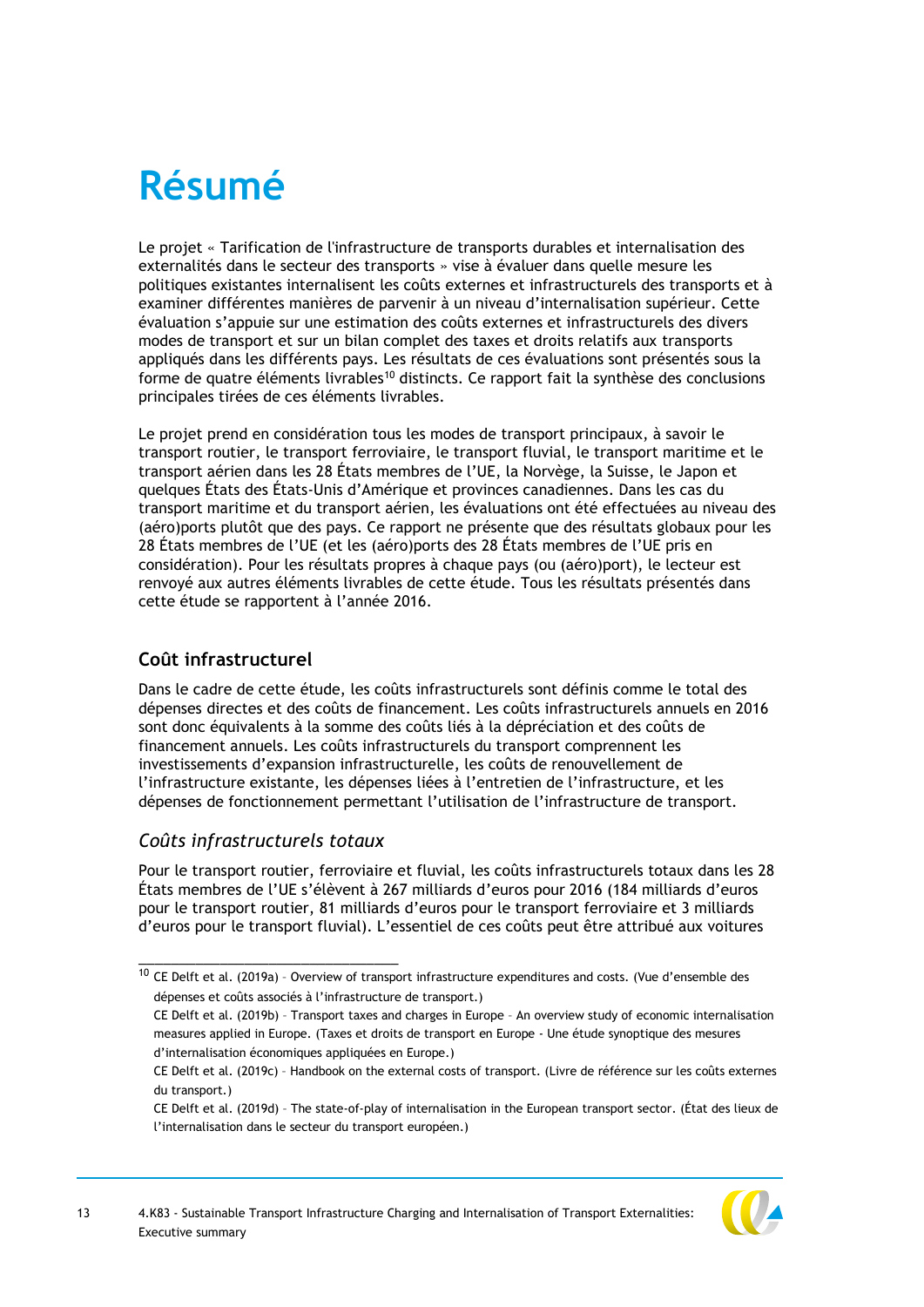# Résumé

Le projet « Tarification de l'infrastructure de transports durables et internalisation des externalités dans le secteur des transports » vise à évaluer dans quelle mesure les politiques existantes internalisent les coûts externes et infrastructurels des transports et à examiner différentes manières de parvenir à un niveau d'internalisation supérieur. Cette évaluation s'appuie sur une estimation des coûts externes et infrastructurels des divers modes de transport et sur un bilan complet des taxes et droits relatifs aux transports appliqués dans les différents pays. Les résultats de ces évaluations sont présentés sous la forme de quatre éléments livrables[10] distincts. Ce rapport fait la synthèse des conclusions principales tirées de ces éléments livrables.

Le projet prend en considération tous les modes de transport principaux, à savoir le transport routier, le transport ferroviaire, le transport fluvial, le transport maritime et le transport aérien dans les 28 États membres de l'UE, la Norvège, la Suisse, le Japon et quelques États des États-Unis d'Amérique et provinces canadiennes. Dans les cas du transport maritime et du transport aérien, les évaluations ont été effectuées au niveau des (aéro)ports plutôt que des pays. Ce rapport ne présente que des résultats globaux pour les 28 États membres de l'UE (et les (aéro)ports des 28 États membres de l'UE pris en considération). Pour les résultats propres à chaque pays (ou (aéro)port), le lecteur est renvoyé aux autres éléments livrables de cette étude. Tous les résultats présentés dans cette étude se rapportent à l'année 2016.

## Coût infrastructurel

Dans le cadre de cette étude, les coûts infrastructurels sont définis comme le total des dépenses directes et des coûts de financement. Les coûts infrastructurels annuels en 2016 sont donc équivalents à la somme des coûts liés à la dépréciation et des coûts de financement annuels. Les coûts infrastructurels du transport comprennent les investissements d'expansion infrastructurelle, les coûts de renouvellement de l'infrastructure existante, les dépenses liées à l'entretien de l'infrastructure, et les dépenses de fonctionnement permettant l'utilisation de l'infrastructure de transport.

### *Coûts infrastructurels totaux*

Pour le transport routier, ferroviaire et fluvial, les coûts infrastructurels totaux dans les 28 États membres de l'UE s'élèvent à 267 milliards d'euros pour 2016 (184 milliards d'euros pour le transport routier, 81 milliards d'euros pour le transport ferroviaire et 3 milliards d'euros pour le transport fluvial). L'essentiel de ces coûts peut être attribué aux voitures

---

[10] CE Delft et al. (2019a) – Overview of transport infrastructure expenditures and costs. (Vue d'ensemble des dépenses et coûts associés à l'infrastructure de transport.)
CE Delft et al. (2019b) – Transport taxes and charges in Europe - An overview study of economic internalisation measures applied in Europe. (Taxes et droits de transport en Europe - Une étude synoptique des mesures d'internalisation économiques appliquées en Europe.)
CE Delft et al. (2019c) – Handbook on the external costs of transport. (Livre de référence sur les coûts externes du transport.)
CE Delft et al. (2019d) – The state-of-play of internalisation in the European transport sector. (État des lieux de l'internalisation dans le secteur du transport européen.)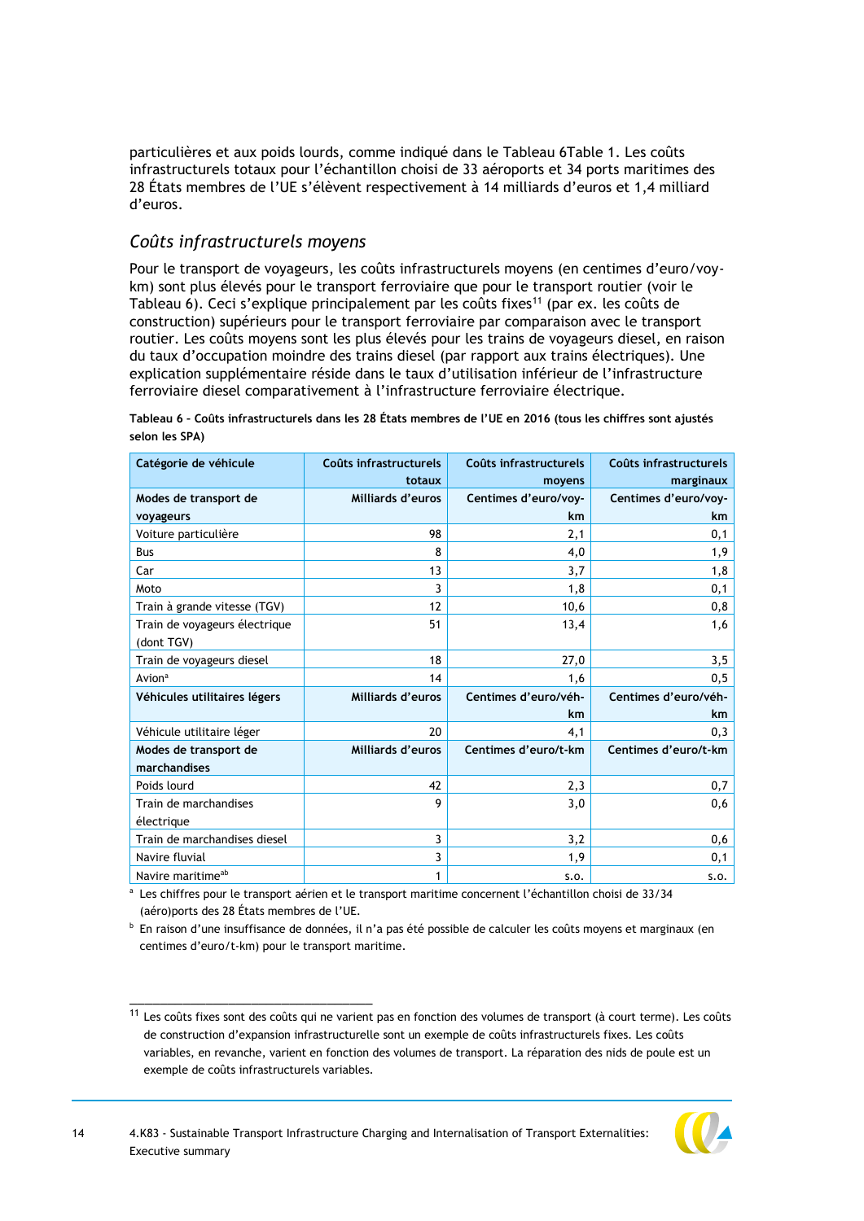particulières et aux poids lourds, comme indiqué dans le Tableau 6Table 1. Les coûts infrastructurels totaux pour l'échantillon choisi de 33 aéroports et 34 ports maritimes des 28 États membres de l'UE s'élèvent respectivement à 14 milliards d'euros et 1,4 milliard d'euros.

### *Coûts infrastructurels moyens*

Pour le transport de voyageurs, les coûts infrastructurels moyens (en centimes d'euro/voy-km) sont plus élevés pour le transport ferroviaire que pour le transport routier (voir le Tableau 6). Ceci s'explique principalement par les coûts fixes[11] (par ex. les coûts de construction) supérieurs pour le transport ferroviaire par comparaison avec le transport routier. Les coûts moyens sont les plus élevés pour les trains de voyageurs diesel, en raison du taux d'occupation moindre des trains diesel (par rapport aux trains électriques). Une explication supplémentaire réside dans le taux d'utilisation inférieur de l'infrastructure ferroviaire diesel comparativement à l'infrastructure ferroviaire électrique.

**Tableau 6 – Coûts infrastructurels dans les 28 États membres de l'UE en 2016 (tous les chiffres sont ajustés selon les SPA)**

| Catégorie de véhicule | Coûts infrastructurels totaux | Coûts infrastructurels moyens | Coûts infrastructurels marginaux |
|---|---:|---:|---:|
| **Modes de transport de voyageurs** | **Milliards d'euros** | **Centimes d'euro/voy-km** | **Centimes d'euro/voy-km** |
| Voiture particulière | 98 | 2,1 | 0,1 |
| Bus | 8 | 4,0 | 1,9 |
| Car | 13 | 3,7 | 1,8 |
| Moto | 3 | 1,8 | 0,1 |
| Train à grande vitesse (TGV) | 12 | 10,6 | 0,8 |
| Train de voyageurs électrique (dont TGV) | 51 | 13,4 | 1,6 |
| Train de voyageurs diesel | 18 | 27,0 | 3,5 |
| Avion[a] | 14 | 1,6 | 0,5 |
| **Véhicules utilitaires légers** | **Milliards d'euros** | **Centimes d'euro/véh-km** | **Centimes d'euro/véh-km** |
| Véhicule utilitaire léger | 20 | 4,1 | 0,3 |
| **Modes de transport de marchandises** | **Milliards d'euros** | **Centimes d'euro/t-km** | **Centimes d'euro/t-km** |
| Poids lourd | 42 | 2,3 | 0,7 |
| Train de marchandises électrique | 9 | 3,0 | 0,6 |
| Train de marchandises diesel | 3 | 3,2 | 0,6 |
| Navire fluvial | 3 | 1,9 | 0,1 |
| Navire maritime[ab] | 1 | s.o. | s.o. |

[a] Les chiffres pour le transport aérien et le transport maritime concernent l'échantillon choisi de 33/34 (aéro)ports des 28 États membres de l'UE.

[b] En raison d'une insuffisance de données, il n'a pas été possible de calculer les coûts moyens et marginaux (en centimes d'euro/t-km) pour le transport maritime.

---

[11] Les coûts fixes sont des coûts qui ne varient pas en fonction des volumes de transport (à court terme). Les coûts de construction d'expansion infrastructurelle sont un exemple de coûts infrastructurels fixes. Les coûts variables, en revanche, varient en fonction des volumes de transport. La réparation des nids de poule est un exemple de coûts infrastructurels variables.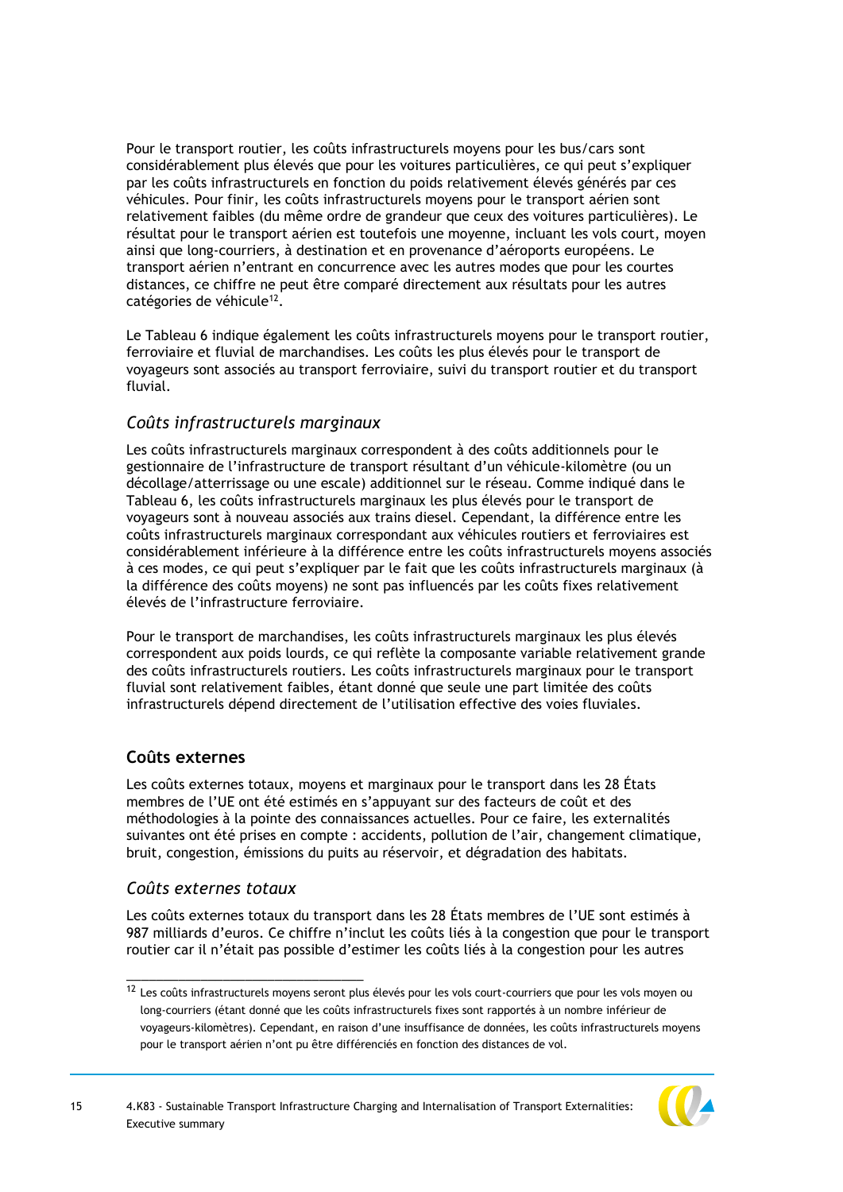Pour le transport routier, les coûts infrastructurels moyens pour les bus/cars sont considérablement plus élevés que pour les voitures particulières, ce qui peut s'expliquer par les coûts infrastructurels en fonction du poids relativement élevés générés par ces véhicules. Pour finir, les coûts infrastructurels moyens pour le transport aérien sont relativement faibles (du même ordre de grandeur que ceux des voitures particulières). Le résultat pour le transport aérien est toutefois une moyenne, incluant les vols court, moyen ainsi que long-courriers, à destination et en provenance d'aéroports européens. Le transport aérien n'entrant en concurrence avec les autres modes que pour les courtes distances, ce chiffre ne peut être comparé directement aux résultats pour les autres catégories de véhicule[12].

Le Tableau 6 indique également les coûts infrastructurels moyens pour le transport routier, ferroviaire et fluvial de marchandises. Les coûts les plus élevés pour le transport de voyageurs sont associés au transport ferroviaire, suivi du transport routier et du transport fluvial.

### *Coûts infrastructurels marginaux*

Les coûts infrastructurels marginaux correspondent à des coûts additionnels pour le gestionnaire de l'infrastructure de transport résultant d'un véhicule-kilomètre (ou un décollage/atterrissage ou une escale) additionnel sur le réseau. Comme indiqué dans le Tableau 6, les coûts infrastructurels marginaux les plus élevés pour le transport de voyageurs sont à nouveau associés aux trains diesel. Cependant, la différence entre les coûts infrastructurels marginaux correspondant aux véhicules routiers et ferroviaires est considérablement inférieure à la différence entre les coûts infrastructurels moyens associés à ces modes, ce qui peut s'expliquer par le fait que les coûts infrastructurels marginaux (à la différence des coûts moyens) ne sont pas influencés par les coûts fixes relativement élevés de l'infrastructure ferroviaire.

Pour le transport de marchandises, les coûts infrastructurels marginaux les plus élevés correspondent aux poids lourds, ce qui reflète la composante variable relativement grande des coûts infrastructurels routiers. Les coûts infrastructurels marginaux pour le transport fluvial sont relativement faibles, étant donné que seule une part limitée des coûts infrastructurels dépend directement de l'utilisation effective des voies fluviales.

## Coûts externes

Les coûts externes totaux, moyens et marginaux pour le transport dans les 28 États membres de l'UE ont été estimés en s'appuyant sur des facteurs de coût et des méthodologies à la pointe des connaissances actuelles. Pour ce faire, les externalités suivantes ont été prises en compte : accidents, pollution de l'air, changement climatique, bruit, congestion, émissions du puits au réservoir, et dégradation des habitats.

### *Coûts externes totaux*

Les coûts externes totaux du transport dans les 28 États membres de l'UE sont estimés à 987 milliards d'euros. Ce chiffre n'inclut les coûts liés à la congestion que pour le transport routier car il n'était pas possible d'estimer les coûts liés à la congestion pour les autres

[12] Les coûts infrastructurels moyens seront plus élevés pour les vols court-courriers que pour les vols moyen ou long-courriers (étant donné que les coûts infrastructurels fixes sont rapportés à un nombre inférieur de voyageurs-kilomètres). Cependant, en raison d'une insuffisance de données, les coûts infrastructurels moyens pour le transport aérien n'ont pu être différenciés en fonction des distances de vol.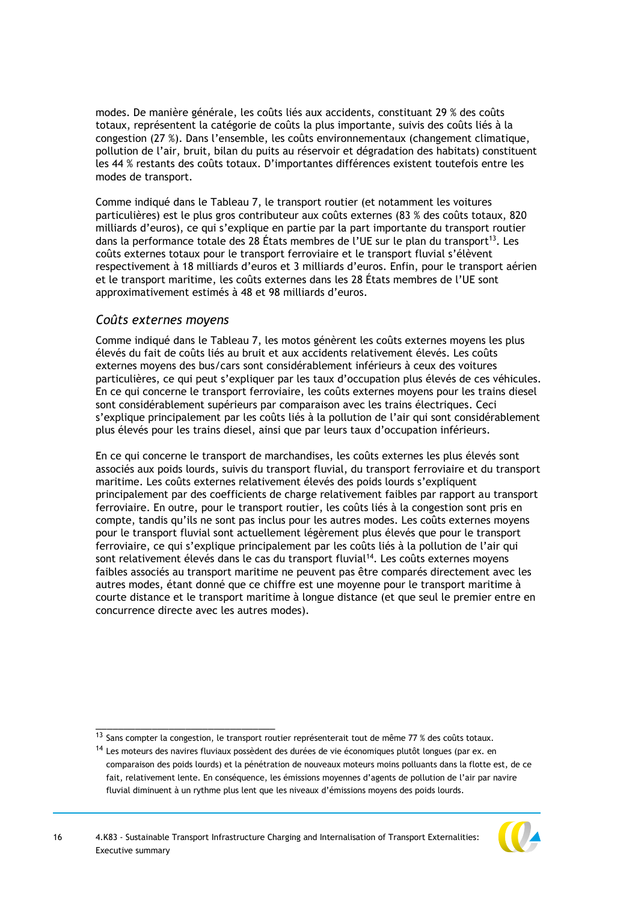modes. De manière générale, les coûts liés aux accidents, constituant 29 % des coûts totaux, représentent la catégorie de coûts la plus importante, suivis des coûts liés à la congestion (27 %). Dans l'ensemble, les coûts environnementaux (changement climatique, pollution de l'air, bruit, bilan du puits au réservoir et dégradation des habitats) constituent les 44 % restants des coûts totaux. D'importantes différences existent toutefois entre les modes de transport.

Comme indiqué dans le Tableau 7, le transport routier (et notamment les voitures particulières) est le plus gros contributeur aux coûts externes (83 % des coûts totaux, 820 milliards d'euros), ce qui s'explique en partie par la part importante du transport routier dans la performance totale des 28 États membres de l'UE sur le plan du transport[13]. Les coûts externes totaux pour le transport ferroviaire et le transport fluvial s'élèvent respectivement à 18 milliards d'euros et 3 milliards d'euros. Enfin, pour le transport aérien et le transport maritime, les coûts externes dans les 28 États membres de l'UE sont approximativement estimés à 48 et 98 milliards d'euros.

### *Coûts externes moyens*

Comme indiqué dans le Tableau 7, les motos génèrent les coûts externes moyens les plus élevés du fait de coûts liés au bruit et aux accidents relativement élevés. Les coûts externes moyens des bus/cars sont considérablement inférieurs à ceux des voitures particulières, ce qui peut s'expliquer par les taux d'occupation plus élevés de ces véhicules. En ce qui concerne le transport ferroviaire, les coûts externes moyens pour les trains diesel sont considérablement supérieurs par comparaison avec les trains électriques. Ceci s'explique principalement par les coûts liés à la pollution de l'air qui sont considérablement plus élevés pour les trains diesel, ainsi que par leurs taux d'occupation inférieurs.

En ce qui concerne le transport de marchandises, les coûts externes les plus élevés sont associés aux poids lourds, suivis du transport fluvial, du transport ferroviaire et du transport maritime. Les coûts externes relativement élevés des poids lourds s'expliquent principalement par des coefficients de charge relativement faibles par rapport au transport ferroviaire. En outre, pour le transport routier, les coûts liés à la congestion sont pris en compte, tandis qu'ils ne sont pas inclus pour les autres modes. Les coûts externes moyens pour le transport fluvial sont actuellement légèrement plus élevés que pour le transport ferroviaire, ce qui s'explique principalement par les coûts liés à la pollution de l'air qui sont relativement élevés dans le cas du transport fluvial[14]. Les coûts externes moyens faibles associés au transport maritime ne peuvent pas être comparés directement avec les autres modes, étant donné que ce chiffre est une moyenne pour le transport maritime à courte distance et le transport maritime à longue distance (et que seul le premier entre en concurrence directe avec les autres modes).

---

[13] Sans compter la congestion, le transport routier représenterait tout de même 77 % des coûts totaux.

[14] Les moteurs des navires fluviaux possèdent des durées de vie économiques plutôt longues (par ex. en comparaison des poids lourds) et la pénétration de nouveaux moteurs moins polluants dans la flotte est, de ce fait, relativement lente. En conséquence, les émissions moyennes d'agents de pollution de l'air par navire fluvial diminuent à un rythme plus lent que les niveaux d'émissions moyens des poids lourds.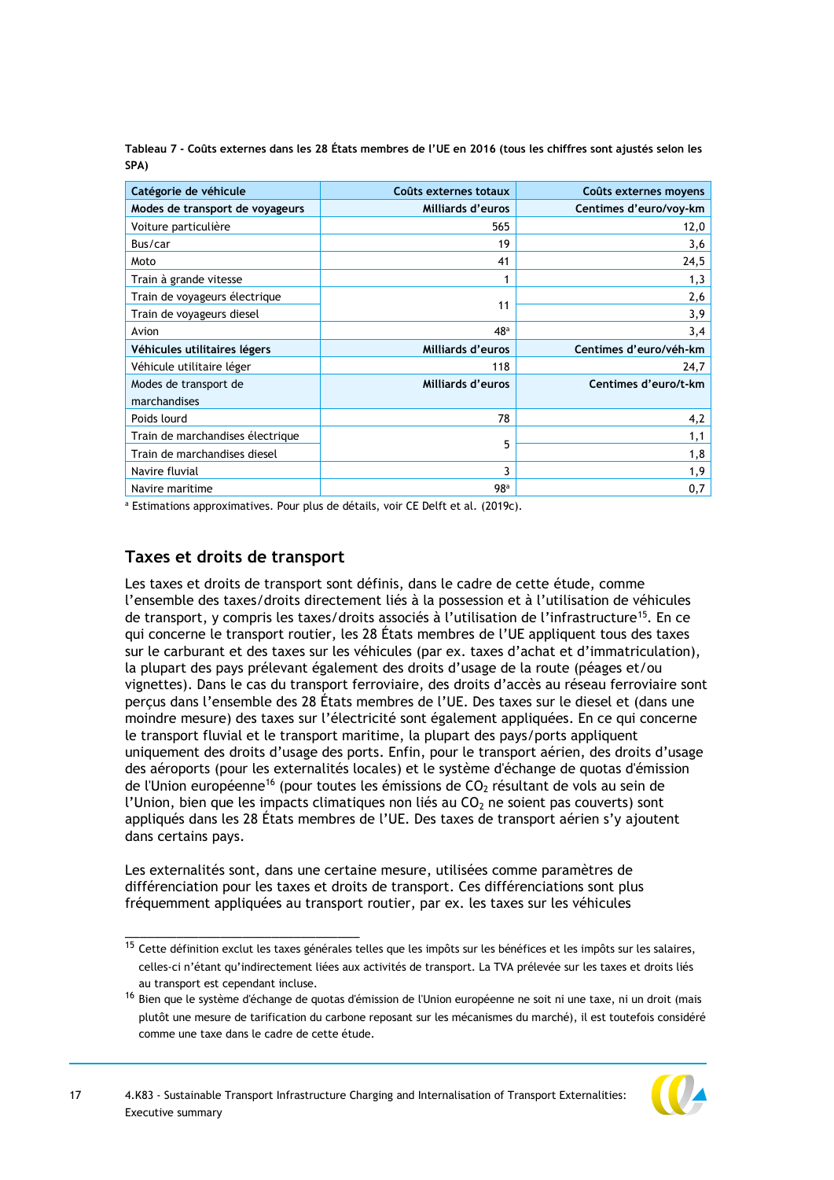**Tableau 7 - Coûts externes dans les 28 États membres de l'UE en 2016 (tous les chiffres sont ajustés selon les SPA)**

| Catégorie de véhicule | Coûts externes totaux | Coûts externes moyens |
|---|---|---|
| **Modes de transport de voyageurs** | **Milliards d'euros** | **Centimes d'euro/voy-km** |
| Voiture particulière | 565 | 12,0 |
| Bus/car | 19 | 3,6 |
| Moto | 41 | 24,5 |
| Train à grande vitesse | 1 | 1,3 |
| Train de voyageurs électrique | 11 | 2,6 |
| Train de voyageurs diesel | | 3,9 |
| Avion | 48[a] | 3,4 |
| **Véhicules utilitaires légers** | **Milliards d'euros** | **Centimes d'euro/véh-km** |
| Véhicule utilitaire léger | 118 | 24,7 |
| Modes de transport de marchandises | Milliards d'euros | Centimes d'euro/t-km |
| Poids lourd | 78 | 4,2 |
| Train de marchandises électrique | 5 | 1,1 |
| Train de marchandises diesel | | 1,8 |
| Navire fluvial | 3 | 1,9 |
| Navire maritime | 98[a] | 0,7 |

[a] Estimations approximatives. Pour plus de détails, voir CE Delft et al. (2019c).

## Taxes et droits de transport

Les taxes et droits de transport sont définis, dans le cadre de cette étude, comme l'ensemble des taxes/droits directement liés à la possession et à l'utilisation de véhicules de transport, y compris les taxes/droits associés à l'utilisation de l'infrastructure[15]. En ce qui concerne le transport routier, les 28 États membres de l'UE appliquent tous des taxes sur le carburant et des taxes sur les véhicules (par ex. taxes d'achat et d'immatriculation), la plupart des pays prélevant également des droits d'usage de la route (péages et/ou vignettes). Dans le cas du transport ferroviaire, des droits d'accès au réseau ferroviaire sont perçus dans l'ensemble des 28 États membres de l'UE. Des taxes sur le diesel et (dans une moindre mesure) des taxes sur l'électricité sont également appliquées. En ce qui concerne le transport fluvial et le transport maritime, la plupart des pays/ports appliquent uniquement des droits d'usage des ports. Enfin, pour le transport aérien, des droits d'usage des aéroports (pour les externalités locales) et le système d'échange de quotas d'émission de l'Union européenne[16] (pour toutes les émissions de $CO_2$ résultant de vols au sein de l'Union, bien que les impacts climatiques non liés au $CO_2$ ne soient pas couverts) sont appliqués dans les 28 États membres de l'UE. Des taxes de transport aérien s'y ajoutent dans certains pays.

Les externalités sont, dans une certaine mesure, utilisées comme paramètres de différenciation pour les taxes et droits de transport. Ces différenciations sont plus fréquemment appliquées au transport routier, par ex. les taxes sur les véhicules

---

[15] Cette définition exclut les taxes générales telles que les impôts sur les bénéfices et les impôts sur les salaires, celles-ci n'étant qu'indirectement liées aux activités de transport. La TVA prélevée sur les taxes et droits liés au transport est cependant incluse.

[16] Bien que le système d'échange de quotas d'émission de l'Union européenne ne soit ni une taxe, ni un droit (mais plutôt une mesure de tarification du carbone reposant sur les mécanismes du marché), il est toutefois considéré comme une taxe dans le cadre de cette étude.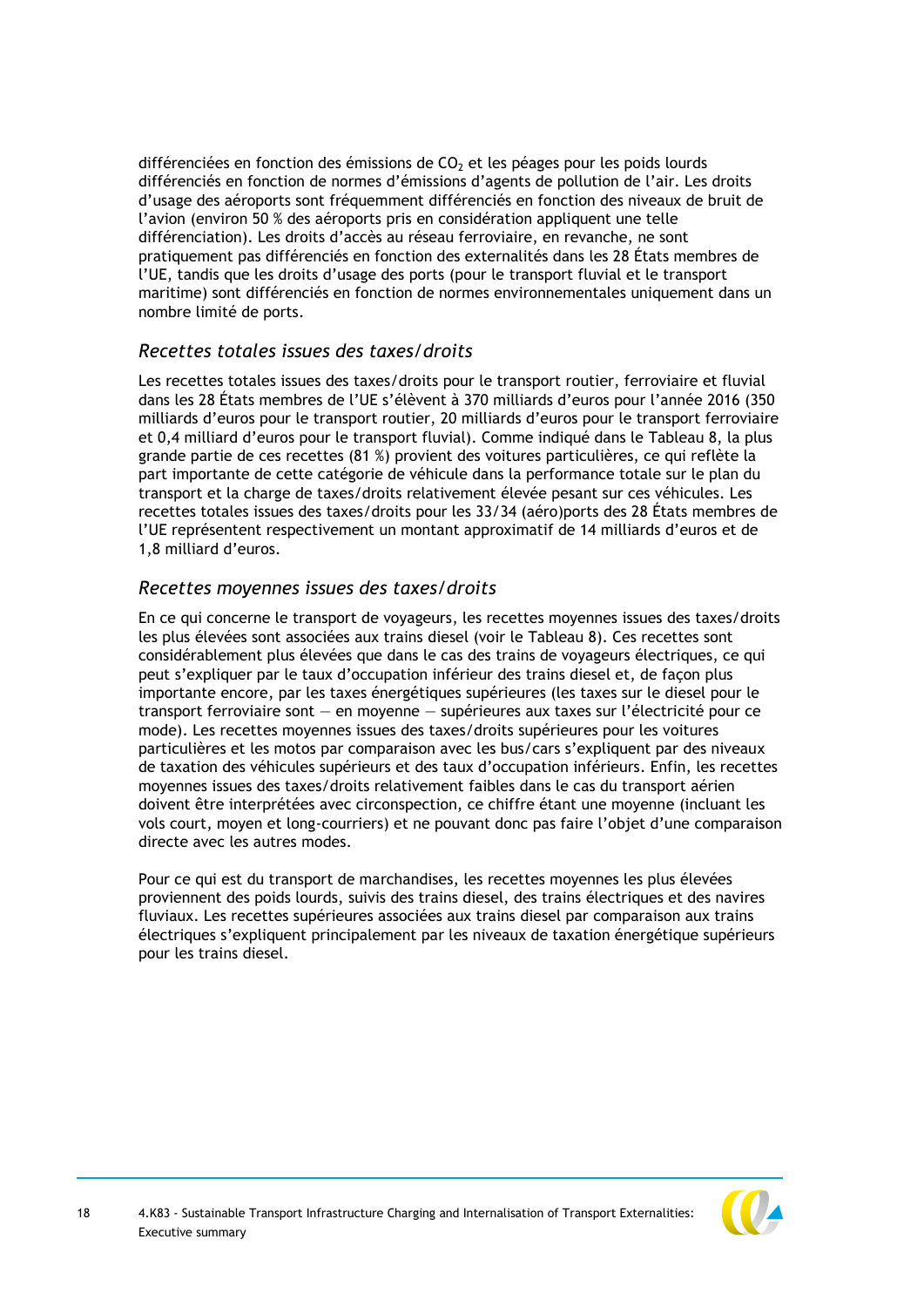différenciées en fonction des émissions de $CO_2$ et les péages pour les poids lourds différenciés en fonction de normes d'émissions d'agents de pollution de l'air. Les droits d'usage des aéroports sont fréquemment différenciés en fonction des niveaux de bruit de l'avion (environ 50 % des aéroports pris en considération appliquent une telle différenciation). Les droits d'accès au réseau ferroviaire, en revanche, ne sont pratiquement pas différenciés en fonction des externalités dans les 28 États membres de l'UE, tandis que les droits d'usage des ports (pour le transport fluvial et le transport maritime) sont différenciés en fonction de normes environnementales uniquement dans un nombre limité de ports.

### *Recettes totales issues des taxes/droits*

Les recettes totales issues des taxes/droits pour le transport routier, ferroviaire et fluvial dans les 28 États membres de l'UE s'élèvent à 370 milliards d'euros pour l'année 2016 (350 milliards d'euros pour le transport routier, 20 milliards d'euros pour le transport ferroviaire et 0,4 milliard d'euros pour le transport fluvial). Comme indiqué dans le Tableau 8, la plus grande partie de ces recettes (81 %) provient des voitures particulières, ce qui reflète la part importante de cette catégorie de véhicule dans la performance totale sur le plan du transport et la charge de taxes/droits relativement élevée pesant sur ces véhicules. Les recettes totales issues des taxes/droits pour les 33/34 (aéro)ports des 28 États membres de l'UE représentent respectivement un montant approximatif de 14 milliards d'euros et de 1,8 milliard d'euros.

### *Recettes moyennes issues des taxes/droits*

En ce qui concerne le transport de voyageurs, les recettes moyennes issues des taxes/droits les plus élevées sont associées aux trains diesel (voir le Tableau 8). Ces recettes sont considérablement plus élevées que dans le cas des trains de voyageurs électriques, ce qui peut s'expliquer par le taux d'occupation inférieur des trains diesel et, de façon plus importante encore, par les taxes énergétiques supérieures (les taxes sur le diesel pour le transport ferroviaire sont — en moyenne — supérieures aux taxes sur l'électricité pour ce mode). Les recettes moyennes issues des taxes/droits supérieures pour les voitures particulières et les motos par comparaison avec les bus/cars s'expliquent par des niveaux de taxation des véhicules supérieurs et des taux d'occupation inférieurs. Enfin, les recettes moyennes issues des taxes/droits relativement faibles dans le cas du transport aérien doivent être interprétées avec circonspection, ce chiffre étant une moyenne (incluant les vols court, moyen et long-courriers) et ne pouvant donc pas faire l'objet d'une comparaison directe avec les autres modes.

Pour ce qui est du transport de marchandises, les recettes moyennes les plus élevées proviennent des poids lourds, suivis des trains diesel, des trains électriques et des navires fluviaux. Les recettes supérieures associées aux trains diesel par comparaison aux trains électriques s'expliquent principalement par les niveaux de taxation énergétique supérieurs pour les trains diesel.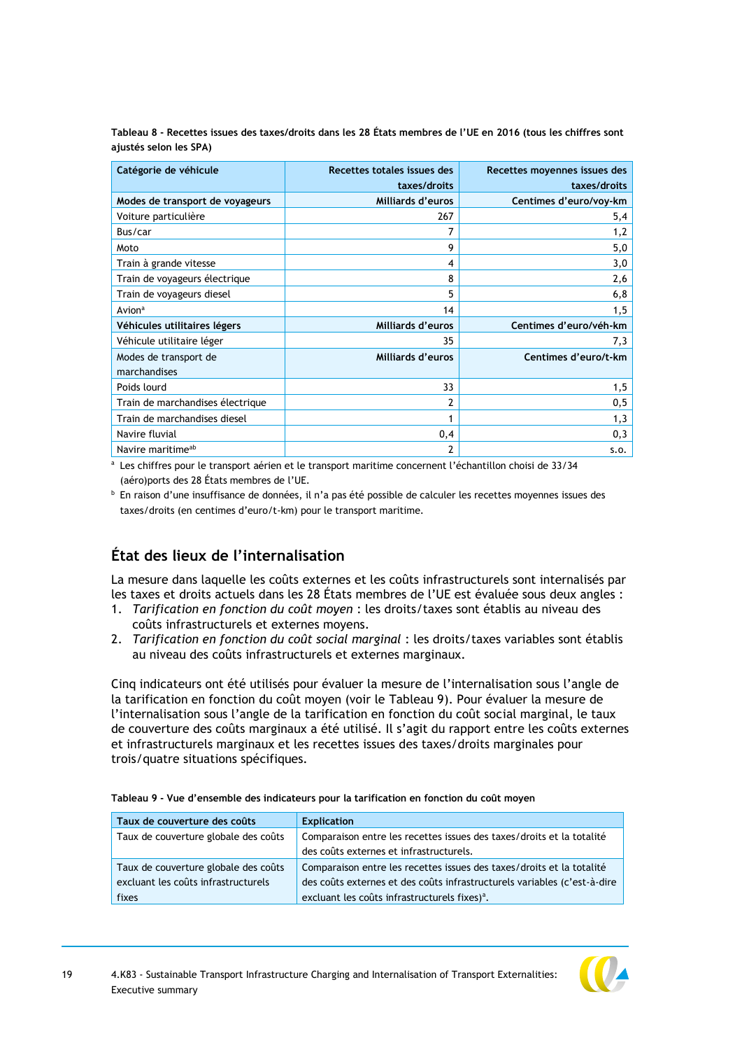**Tableau 8 - Recettes issues des taxes/droits dans les 28 États membres de l'UE en 2016 (tous les chiffres sont ajustés selon les SPA)**

| Catégorie de véhicule | Recettes totales issues des taxes/droits | Recettes moyennes issues des taxes/droits |
|---|---|---|
| **Modes de transport de voyageurs** | **Milliards d'euros** | **Centimes d'euro/voy-km** |
| Voiture particulière | 267 | 5,4 |
| Bus/car | 7 | 1,2 |
| Moto | 9 | 5,0 |
| Train à grande vitesse | 4 | 3,0 |
| Train de voyageurs électrique | 8 | 2,6 |
| Train de voyageurs diesel | 5 | 6,8 |
| Avion[a] | 14 | 1,5 |
| **Véhicules utilitaires légers** | **Milliards d'euros** | **Centimes d'euro/véh-km** |
| Véhicule utilitaire léger | 35 | 7,3 |
| Modes de transport de marchandises | **Milliards d'euros** | **Centimes d'euro/t-km** |
| Poids lourd | 33 | 1,5 |
| Train de marchandises électrique | 2 | 0,5 |
| Train de marchandises diesel | 1 | 1,3 |
| Navire fluvial | 0,4 | 0,3 |
| Navire maritime[ab] | 2 | s.o. |

[a] Les chiffres pour le transport aérien et le transport maritime concernent l'échantillon choisi de 33/34 (aéro)ports des 28 États membres de l'UE.

[b] En raison d'une insuffisance de données, il n'a pas été possible de calculer les recettes moyennes issues des taxes/droits (en centimes d'euro/t-km) pour le transport maritime.

## État des lieux de l'internalisation

La mesure dans laquelle les coûts externes et les coûts infrastructurels sont internalisés par les taxes et droits actuels dans les 28 États membres de l'UE est évaluée sous deux angles :

1. *Tarification en fonction du coût moyen* : les droits/taxes sont établis au niveau des coûts infrastructurels et externes moyens.
2. *Tarification en fonction du coût social marginal* : les droits/taxes variables sont établis au niveau des coûts infrastructurels et externes marginaux.

Cinq indicateurs ont été utilisés pour évaluer la mesure de l'internalisation sous l'angle de la tarification en fonction du coût moyen (voir le Tableau 9). Pour évaluer la mesure de l'internalisation sous l'angle de la tarification en fonction du coût social marginal, le taux de couverture des coûts marginaux a été utilisé. Il s'agit du rapport entre les coûts externes et infrastructurels marginaux et les recettes issues des taxes/droits marginales pour trois/quatre situations spécifiques.

**Tableau 9 - Vue d'ensemble des indicateurs pour la tarification en fonction du coût moyen**

| Taux de couverture des coûts | Explication |
|---|---|
| Taux de couverture globale des coûts | Comparaison entre les recettes issues des taxes/droits et la totalité des coûts externes et infrastructurels. |
| Taux de couverture globale des coûts excluant les coûts infrastructurels fixes | Comparaison entre les recettes issues des taxes/droits et la totalité des coûts externes et des coûts infrastructurels variables (c'est-à-dire excluant les coûts infrastructurels fixes)[a]. |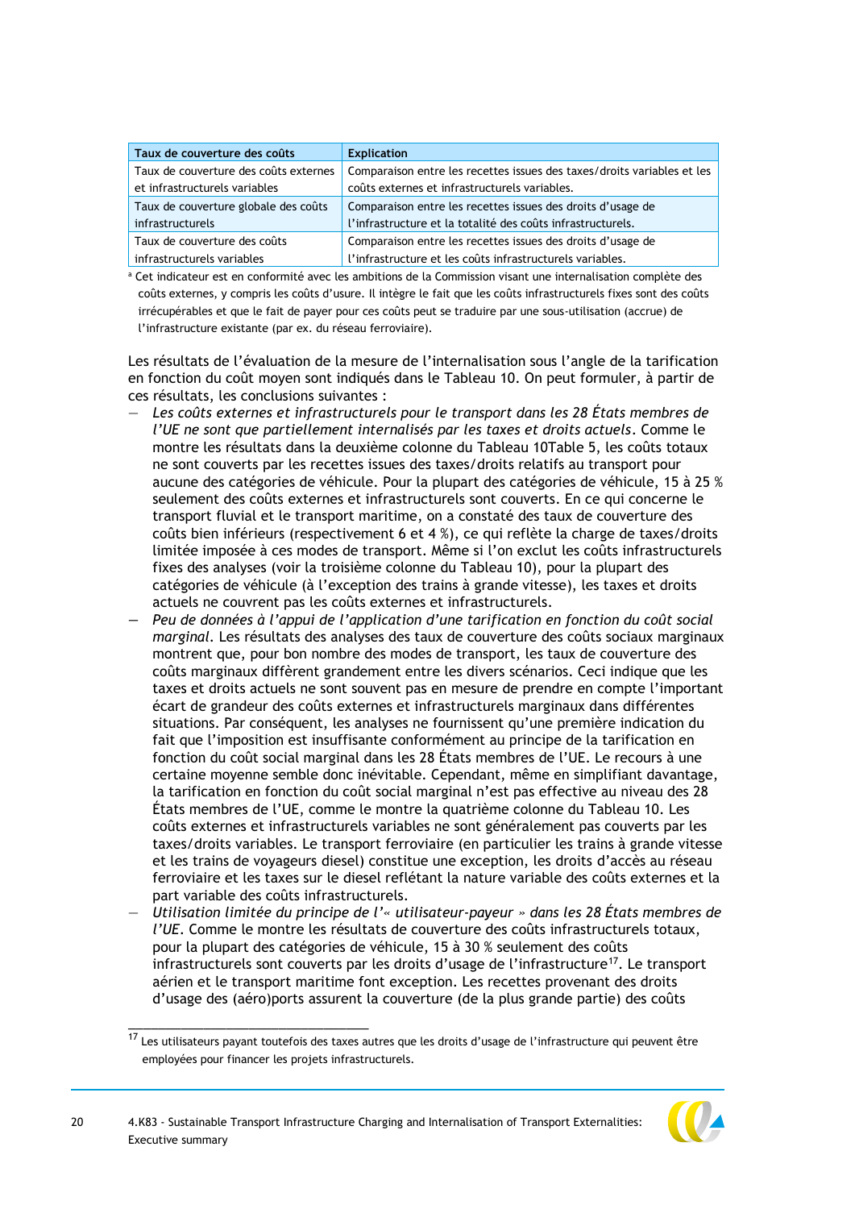| Taux de couverture des coûts | Explication |
|---|---|
| Taux de couverture des coûts externes et infrastructurels variables | Comparaison entre les recettes issues des taxes/droits variables et les coûts externes et infrastructurels variables. |
| Taux de couverture globale des coûts infrastructurels | Comparaison entre les recettes issues des droits d'usage de l'infrastructure et la totalité des coûts infrastructurels. |
| Taux de couverture des coûts infrastructurels variables | Comparaison entre les recettes issues des droits d'usage de l'infrastructure et les coûts infrastructurels variables. |

[a] Cet indicateur est en conformité avec les ambitions de la Commission visant une internalisation complète des coûts externes, y compris les coûts d'usure. Il intègre le fait que les coûts infrastructurels fixes sont des coûts irrécupérables et que le fait de payer pour ces coûts peut se traduire par une sous-utilisation (accrue) de l'infrastructure existante (par ex. du réseau ferroviaire).

Les résultats de l'évaluation de la mesure de l'internalisation sous l'angle de la tarification en fonction du coût moyen sont indiqués dans le Tableau 10. On peut formuler, à partir de ces résultats, les conclusions suivantes :

- *Les coûts externes et infrastructurels pour le transport dans les 28 États membres de l'UE ne sont que partiellement internalisés par les taxes et droits actuels*. Comme le montre les résultats dans la deuxième colonne du Tableau 10Table 5, les coûts totaux ne sont couverts par les recettes issues des taxes/droits relatifs au transport pour aucune des catégories de véhicule. Pour la plupart des catégories de véhicule, 15 à 25 % seulement des coûts externes et infrastructurels sont couverts. En ce qui concerne le transport fluvial et le transport maritime, on a constaté des taux de couverture des coûts bien inférieurs (respectivement 6 et 4 %), ce qui reflète la charge de taxes/droits limitée imposée à ces modes de transport. Même si l'on exclut les coûts infrastructurels fixes des analyses (voir la troisième colonne du Tableau 10), pour la plupart des catégories de véhicule (à l'exception des trains à grande vitesse), les taxes et droits actuels ne couvrent pas les coûts externes et infrastructurels.
- *Peu de données à l'appui de l'application d'une tarification en fonction du coût social marginal*. Les résultats des analyses des taux de couverture des coûts sociaux marginaux montrent que, pour bon nombre des modes de transport, les taux de couverture des coûts marginaux diffèrent grandement entre les divers scénarios. Ceci indique que les taxes et droits actuels ne sont souvent pas en mesure de prendre en compte l'important écart de grandeur des coûts externes et infrastructurels marginaux dans différentes situations. Par conséquent, les analyses ne fournissent qu'une première indication du fait que l'imposition est insuffisante conformément au principe de la tarification en fonction du coût social marginal dans les 28 États membres de l'UE. Le recours à une certaine moyenne semble donc inévitable. Cependant, même en simplifiant davantage, la tarification en fonction du coût social marginal n'est pas effective au niveau des 28 États membres de l'UE, comme le montre la quatrième colonne du Tableau 10. Les coûts externes et infrastructurels variables ne sont généralement pas couverts par les taxes/droits variables. Le transport ferroviaire (en particulier les trains à grande vitesse et les trains de voyageurs diesel) constitue une exception, les droits d'accès au réseau ferroviaire et les taxes sur le diesel reflétant la nature variable des coûts externes et la part variable des coûts infrastructurels.
- *Utilisation limitée du principe de l'« utilisateur-payeur » dans les 28 États membres de l'UE*. Comme le montre les résultats de couverture des coûts infrastructurels totaux, pour la plupart des catégories de véhicule, 15 à 30 % seulement des coûts infrastructurels sont couverts par les droits d'usage de l'infrastructure[17]. Le transport aérien et le transport maritime font exception. Les recettes provenant des droits d'usage des (aéro)ports assurent la couverture (de la plus grande partie) des coûts

[17] Les utilisateurs payant toutefois des taxes autres que les droits d'usage de l'infrastructure qui peuvent être employées pour financer les projets infrastructurels.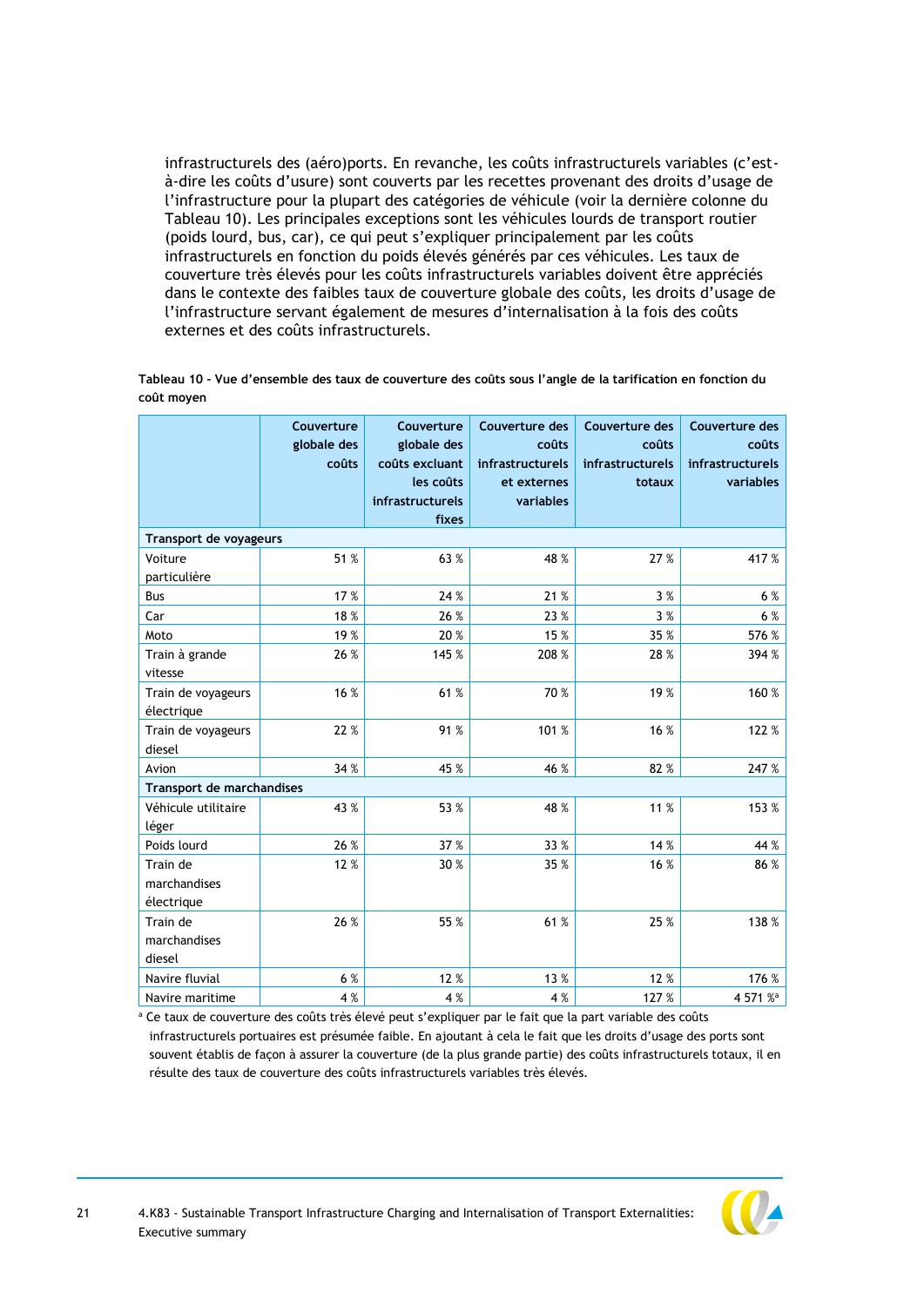infrastructurels des (aéro)ports. En revanche, les coûts infrastructurels variables (c'est-à-dire les coûts d'usure) sont couverts par les recettes provenant des droits d'usage de l'infrastructure pour la plupart des catégories de véhicule (voir la dernière colonne du Tableau 10). Les principales exceptions sont les véhicules lourds de transport routier (poids lourd, bus, car), ce qui peut s'expliquer principalement par les coûts infrastructurels en fonction du poids élevés générés par ces véhicules. Les taux de couverture très élevés pour les coûts infrastructurels variables doivent être appréciés dans le contexte des faibles taux de couverture globale des coûts, les droits d'usage de l'infrastructure servant également de mesures d'internalisation à la fois des coûts externes et des coûts infrastructurels.

**Tableau 10 - Vue d'ensemble des taux de couverture des coûts sous l'angle de la tarification en fonction du coût moyen**

| | Couverture globale des coûts | Couverture globale des coûts excluant les coûts infrastructurels fixes | Couverture des coûts infrastructurels et externes variables | Couverture des coûts infrastructurels totaux | Couverture des coûts infrastructurels variables |
|---|---|---|---|---|---|
| **Transport de voyageurs** | | | | | |
| Voiture particulière | 51 % | 63 % | 48 % | 27 % | 417 % |
| Bus | 17 % | 24 % | 21 % | 3 % | 6 % |
| Car | 18 % | 26 % | 23 % | 3 % | 6 % |
| Moto | 19 % | 20 % | 15 % | 35 % | 576 % |
| Train à grande vitesse | 26 % | 145 % | 208 % | 28 % | 394 % |
| Train de voyageurs électrique | 16 % | 61 % | 70 % | 19 % | 160 % |
| Train de voyageurs diesel | 22 % | 91 % | 101 % | 16 % | 122 % |
| Avion | 34 % | 45 % | 46 % | 82 % | 247 % |
| **Transport de marchandises** | | | | | |
| Véhicule utilitaire léger | 43 % | 53 % | 48 % | 11 % | 153 % |
| Poids lourd | 26 % | 37 % | 33 % | 14 % | 44 % |
| Train de marchandises électrique | 12 % | 30 % | 35 % | 16 % | 86 % |
| Train de marchandises diesel | 26 % | 55 % | 61 % | 25 % | 138 % |
| Navire fluvial | 6 % | 12 % | 13 % | 12 % | 176 % |
| Navire maritime | 4 % | 4 % | 4 % | 127 % | 4 571 %[a] |

[a] Ce taux de couverture des coûts très élevé peut s'expliquer par le fait que la part variable des coûts infrastructurels portuaires est présumée faible. En ajoutant à cela le fait que les droits d'usage des ports sont souvent établis de façon à assurer la couverture (de la plus grande partie) des coûts infrastructurels totaux, il en résulte des taux de couverture des coûts infrastructurels variables très élevés.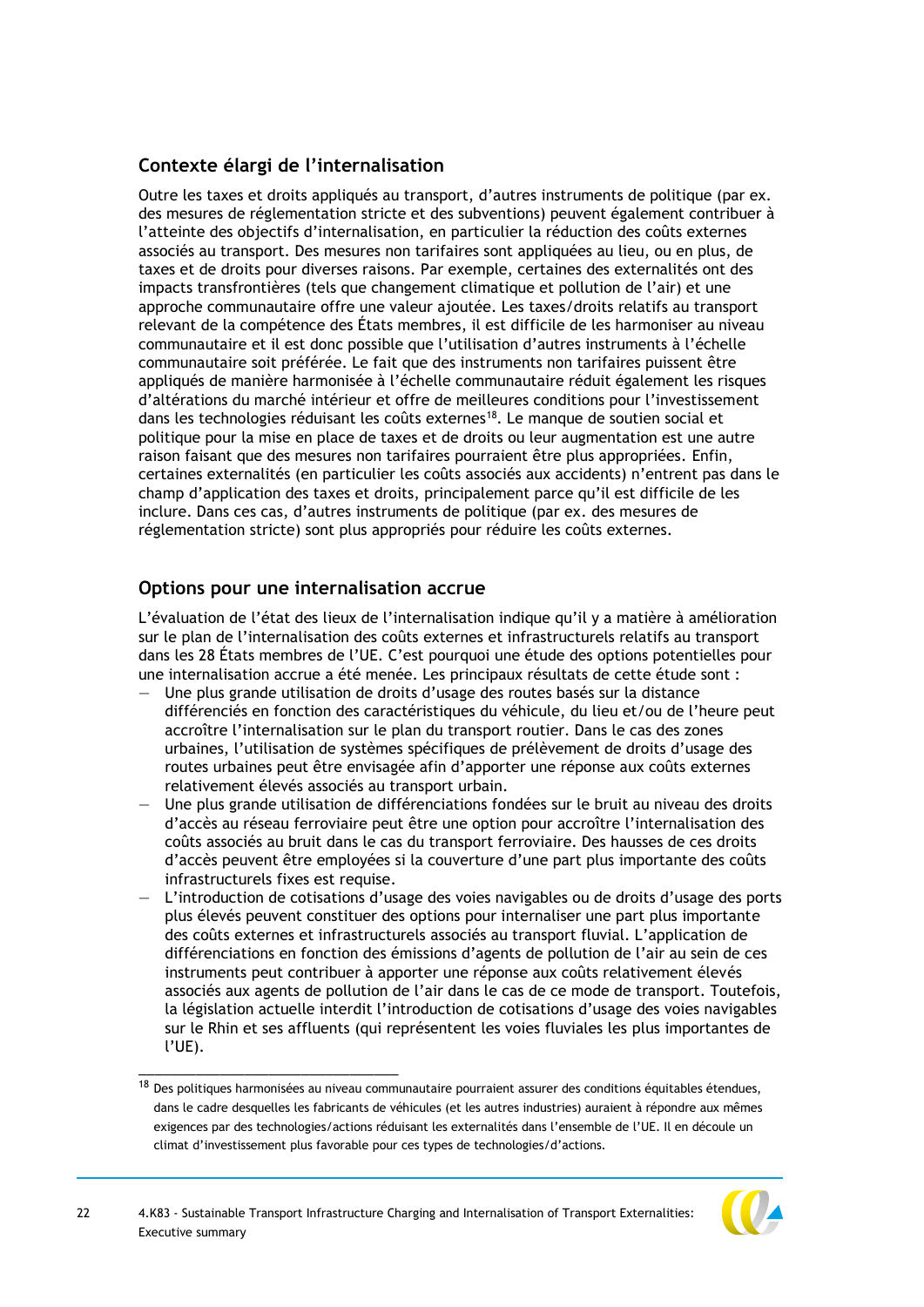## Contexte élargi de l'internalisation

Outre les taxes et droits appliqués au transport, d'autres instruments de politique (par ex. des mesures de réglementation stricte et des subventions) peuvent également contribuer à l'atteinte des objectifs d'internalisation, en particulier la réduction des coûts externes associés au transport. Des mesures non tarifaires sont appliquées au lieu, ou en plus, de taxes et de droits pour diverses raisons. Par exemple, certaines des externalités ont des impacts transfrontières (tels que changement climatique et pollution de l'air) et une approche communautaire offre une valeur ajoutée. Les taxes/droits relatifs au transport relevant de la compétence des États membres, il est difficile de les harmoniser au niveau communautaire et il est donc possible que l'utilisation d'autres instruments à l'échelle communautaire soit préférée. Le fait que des instruments non tarifaires puissent être appliqués de manière harmonisée à l'échelle communautaire réduit également les risques d'altérations du marché intérieur et offre de meilleures conditions pour l'investissement dans les technologies réduisant les coûts externes[18]. Le manque de soutien social et politique pour la mise en place de taxes et de droits ou leur augmentation est une autre raison faisant que des mesures non tarifaires pourraient être plus appropriées. Enfin, certaines externalités (en particulier les coûts associés aux accidents) n'entrent pas dans le champ d'application des taxes et droits, principalement parce qu'il est difficile de les inclure. Dans ces cas, d'autres instruments de politique (par ex. des mesures de réglementation stricte) sont plus appropriés pour réduire les coûts externes.

## Options pour une internalisation accrue

L'évaluation de l'état des lieux de l'internalisation indique qu'il y a matière à amélioration sur le plan de l'internalisation des coûts externes et infrastructurels relatifs au transport dans les 28 États membres de l'UE. C'est pourquoi une étude des options potentielles pour une internalisation accrue a été menée. Les principaux résultats de cette étude sont :

- Une plus grande utilisation de droits d'usage des routes basés sur la distance différenciés en fonction des caractéristiques du véhicule, du lieu et/ou de l'heure peut accroître l'internalisation sur le plan du transport routier. Dans le cas des zones urbaines, l'utilisation de systèmes spécifiques de prélèvement de droits d'usage des routes urbaines peut être envisagée afin d'apporter une réponse aux coûts externes relativement élevés associés au transport urbain.
- Une plus grande utilisation de différenciations fondées sur le bruit au niveau des droits d'accès au réseau ferroviaire peut être une option pour accroître l'internalisation des coûts associés au bruit dans le cas du transport ferroviaire. Des hausses de ces droits d'accès peuvent être employées si la couverture d'une part plus importante des coûts infrastructurels fixes est requise.
- L'introduction de cotisations d'usage des voies navigables ou de droits d'usage des ports plus élevés peuvent constituer des options pour internaliser une part plus importante des coûts externes et infrastructurels associés au transport fluvial. L'application de différenciations en fonction des émissions d'agents de pollution de l'air au sein de ces instruments peut contribuer à apporter une réponse aux coûts relativement élevés associés aux agents de pollution de l'air dans le cas de ce mode de transport. Toutefois, la législation actuelle interdit l'introduction de cotisations d'usage des voies navigables sur le Rhin et ses affluents (qui représentent les voies fluviales les plus importantes de l'UE).

---

[18] Des politiques harmonisées au niveau communautaire pourraient assurer des conditions équitables étendues, dans le cadre desquelles les fabricants de véhicules (et les autres industries) auraient à répondre aux mêmes exigences par des technologies/actions réduisant les externalités dans l'ensemble de l'UE. Il en découle un climat d'investissement plus favorable pour ces types de technologies/d'actions.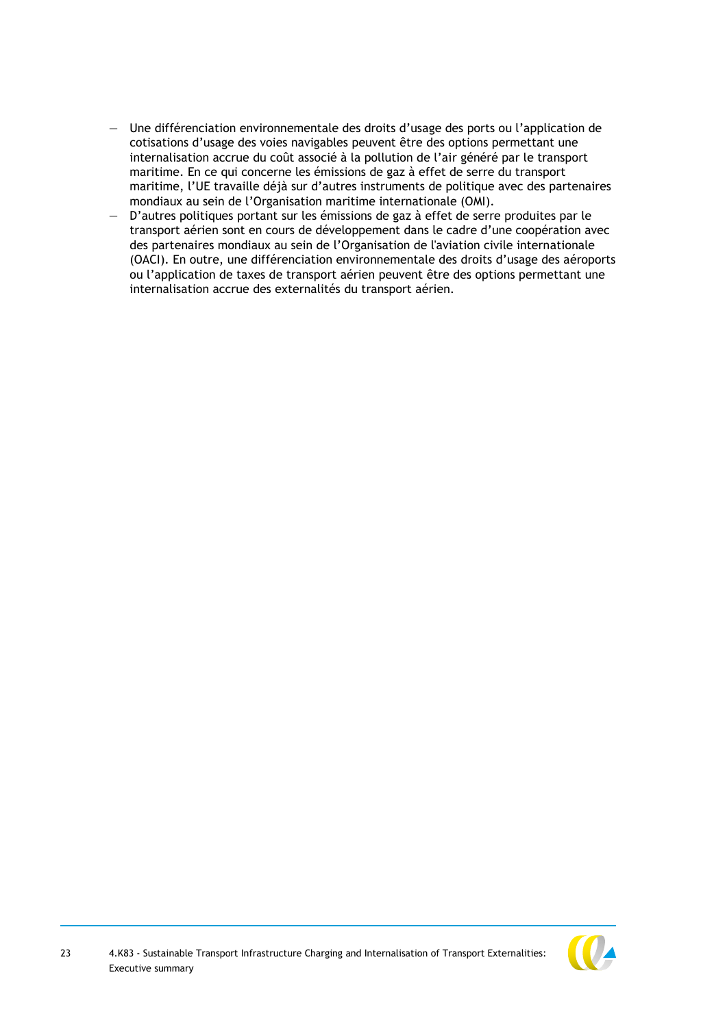- Une différenciation environnementale des droits d'usage des ports ou l'application de cotisations d'usage des voies navigables peuvent être des options permettant une internalisation accrue du coût associé à la pollution de l'air généré par le transport maritime. En ce qui concerne les émissions de gaz à effet de serre du transport maritime, l'UE travaille déjà sur d'autres instruments de politique avec des partenaires mondiaux au sein de l'Organisation maritime internationale (OMI).
- D'autres politiques portant sur les émissions de gaz à effet de serre produites par le transport aérien sont en cours de développement dans le cadre d'une coopération avec des partenaires mondiaux au sein de l'Organisation de l'aviation civile internationale (OACI). En outre, une différenciation environnementale des droits d'usage des aéroports ou l'application de taxes de transport aérien peuvent être des options permettant une internalisation accrue des externalités du transport aérien.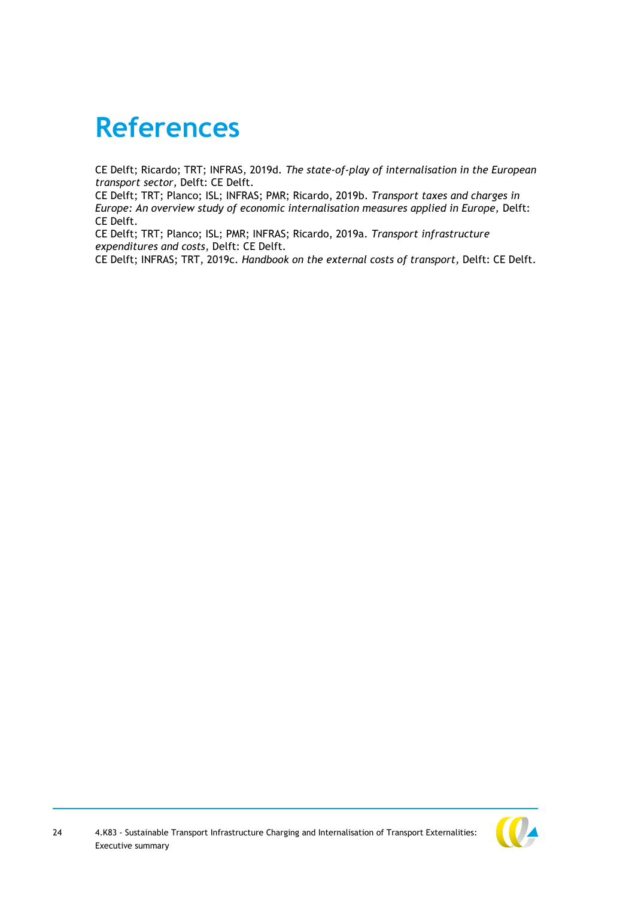# References

CE Delft; Ricardo; TRT; INFRAS, 2019d. *The state-of-play of internalisation in the European transport sector,* Delft: CE Delft.

CE Delft; TRT; Planco; ISL; INFRAS; PMR; Ricardo, 2019b. *Transport taxes and charges in Europe: An overview study of economic internalisation measures applied in Europe,* Delft: CE Delft.

CE Delft; TRT; Planco; ISL; PMR; INFRAS; Ricardo, 2019a. *Transport infrastructure expenditures and costs,* Delft: CE Delft.

CE Delft; INFRAS; TRT, 2019c. *Handbook on the external costs of transport,* Delft: CE Delft.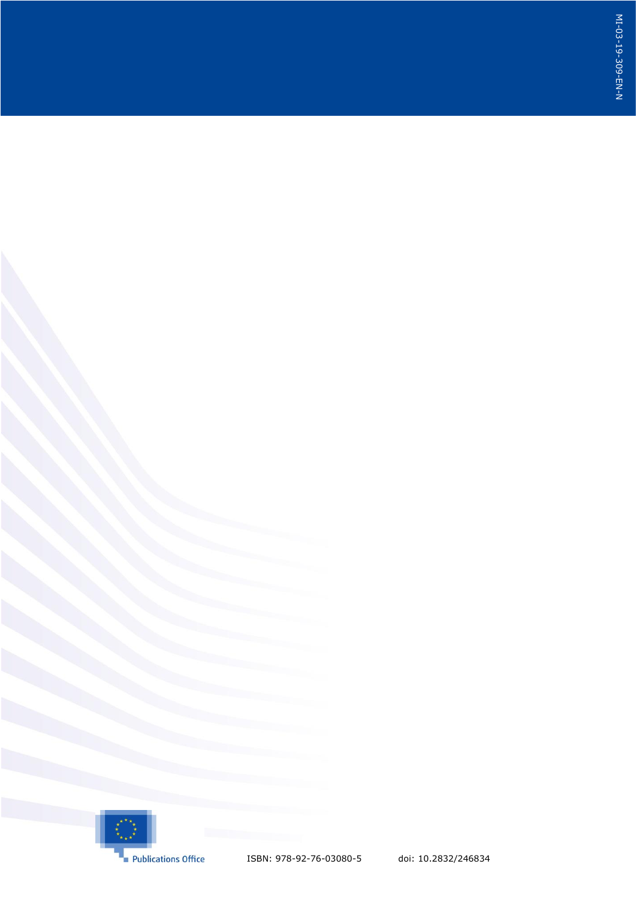MI-03-19-309-EN-N

Publications Office

ISBN: 978-92-76-03080-5

doi: 10.2832/246834